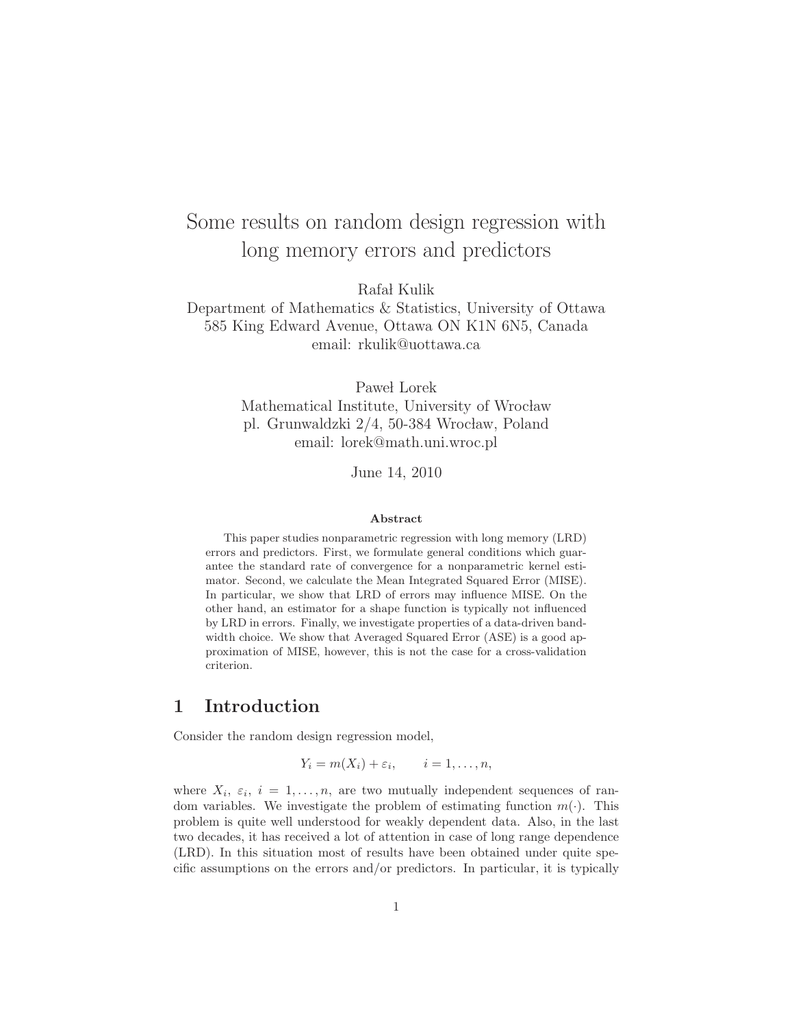# Some results on random design regression with long memory errors and predictors

Rafał Kulik
Department of Mathematics & Statistics, University of Ottawa
585 King Edward Avenue, Ottawa ON K1N 6N5, Canada
email: rkulik@uottawa.ca

Paweł Lorek
Mathematical Institute, University of Wrocław
pl. Grunwaldzki 2/4, 50-384 Wrocław, Poland
email: lorek@math.uni.wroc.pl

June 14, 2010

**Abstract**

This paper studies nonparametric regression with long memory (LRD) errors and predictors. First, we formulate general conditions which guarantee the standard rate of convergence for a nonparametric kernel estimator. Second, we calculate the Mean Integrated Squared Error (MISE). In particular, we show that LRD of errors may influence MISE. On the other hand, an estimator for a shape function is typically not influenced by LRD in errors. Finally, we investigate properties of a data-driven bandwidth choice. We show that Averaged Squared Error (ASE) is a good approximation of MISE, however, this is not the case for a cross-validation criterion.

## 1 Introduction

Consider the random design regression model,

$$Y_i = m(X_i) + \varepsilon_i, \qquad i = 1, \dots, n,$$

where $X_i$, $\varepsilon_i$, $i = 1, \dots, n$, are two mutually independent sequences of random variables. We investigate the problem of estimating function $m(\cdot)$. This problem is quite well understood for weakly dependent data. Also, in the last two decades, it has received a lot of attention in case of long range dependence (LRD). In this situation most of results have been obtained under quite specific assumptions on the errors and/or predictors. In particular, it is typically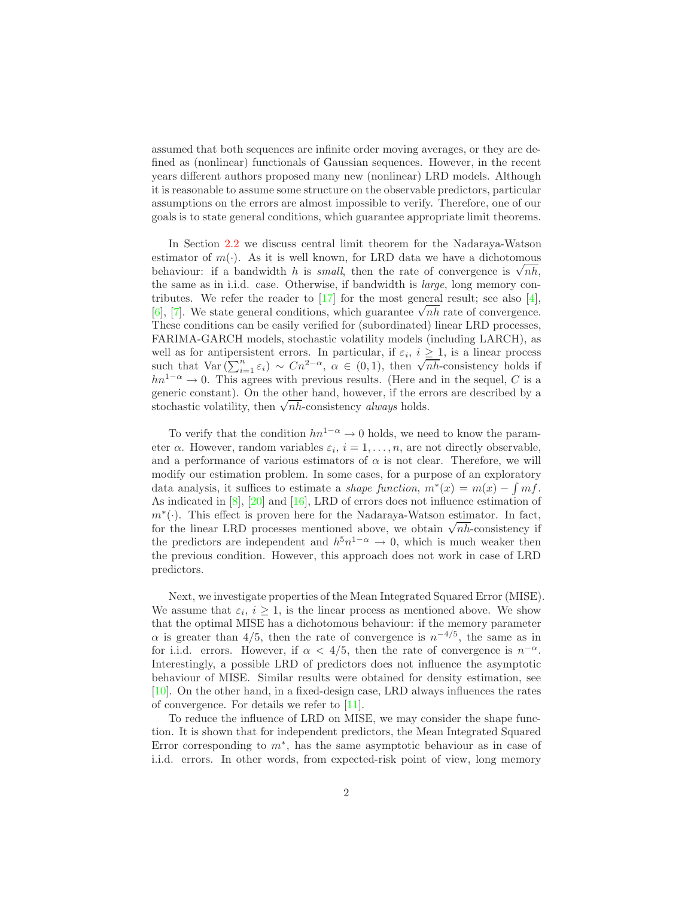assumed that both sequences are infinite order moving averages, or they are defined as (nonlinear) functionals of Gaussian sequences. However, in the recent years different authors proposed many new (nonlinear) LRD models. Although it is reasonable to assume some structure on the observable predictors, particular assumptions on the errors are almost impossible to verify. Therefore, one of our goals is to state general conditions, which guarantee appropriate limit theorems.

In Section 2.2 we discuss central limit theorem for the Nadaraya-Watson estimator of $m(\cdot)$. As it is well known, for LRD data we have a dichotomous behaviour: if a bandwidth $h$ is *small*, then the rate of convergence is $\sqrt{nh}$, the same as in i.i.d. case. Otherwise, if bandwidth is *large*, long memory contributes. We refer the reader to [17] for the most general result; see also [4], [6], [7]. We state general conditions, which guarantee $\sqrt{nh}$ rate of convergence. These conditions can be easily verified for (subordinated) linear LRD processes, FARIMA-GARCH models, stochastic volatility models (including LARCH), as well as for antipersistent errors. In particular, if $\varepsilon_i$, $i \geq 1$, is a linear process such that $\mathrm{Var}\left(\sum_{i=1}^{n} \varepsilon_i\right) \sim Cn^{2-\alpha}$, $\alpha \in (0,1)$, then $\sqrt{nh}$-consistency holds if $hn^{1-\alpha} \to 0$. This agrees with previous results. (Here and in the sequel, $C$ is a generic constant). On the other hand, however, if the errors are described by a stochastic volatility, then $\sqrt{nh}$-consistency *always* holds.

To verify that the condition $hn^{1-\alpha} \to 0$ holds, we need to know the parameter $\alpha$. However, random variables $\varepsilon_i$, $i = 1, \ldots, n$, are not directly observable, and a performance of various estimators of $\alpha$ is not clear. Therefore, we will modify our estimation problem. In some cases, for a purpose of an exploratory data analysis, it suffices to estimate a *shape function*, $m^*(x) = m(x) - \int mf$. As indicated in [8], [20] and [16], LRD of errors does not influence estimation of $m^*(\cdot)$. This effect is proven here for the Nadaraya-Watson estimator. In fact, for the linear LRD processes mentioned above, we obtain $\sqrt{nh}$-consistency if the predictors are independent and $h^5 n^{1-\alpha} \to 0$, which is much weaker then the previous condition. However, this approach does not work in case of LRD predictors.

Next, we investigate properties of the Mean Integrated Squared Error (MISE). We assume that $\varepsilon_i$, $i \geq 1$, is the linear process as mentioned above. We show that the optimal MISE has a dichotomous behaviour: if the memory parameter $\alpha$ is greater than $4/5$, then the rate of convergence is $n^{-4/5}$, the same as in for i.i.d. errors. However, if $\alpha < 4/5$, then the rate of convergence is $n^{-\alpha}$. Interestingly, a possible LRD of predictors does not influence the asymptotic behaviour of MISE. Similar results were obtained for density estimation, see [10]. On the other hand, in a fixed-design case, LRD always influences the rates of convergence. For details we refer to [11].

To reduce the influence of LRD on MISE, we may consider the shape function. It is shown that for independent predictors, the Mean Integrated Squared Error corresponding to $m^*$, has the same asymptotic behaviour as in case of i.i.d. errors. In other words, from expected-risk point of view, long memory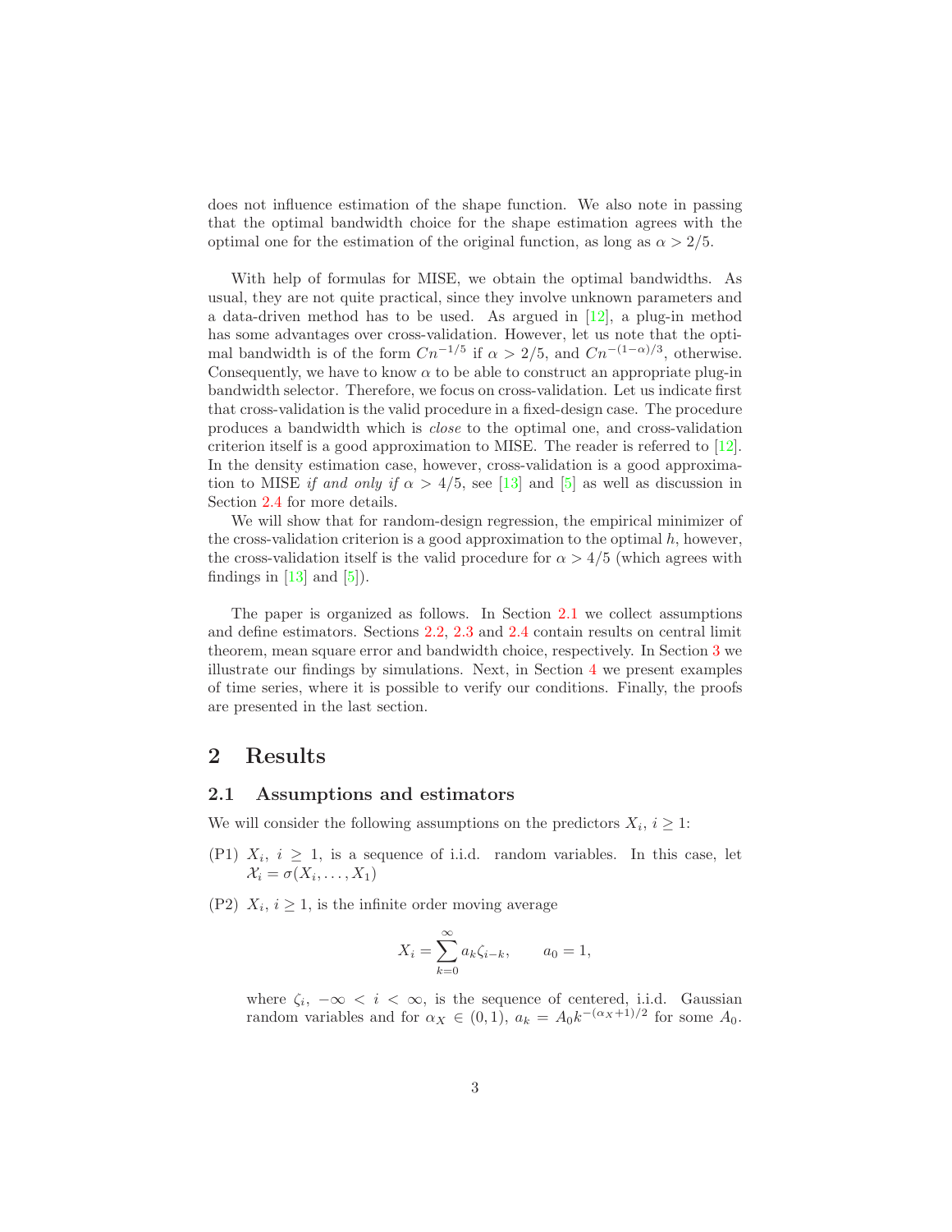does not influence estimation of the shape function. We also note in passing that the optimal bandwidth choice for the shape estimation agrees with the optimal one for the estimation of the original function, as long as $\alpha > 2/5$.

With help of formulas for MISE, we obtain the optimal bandwidths. As usual, they are not quite practical, since they involve unknown parameters and a data-driven method has to be used. As argued in [12], a plug-in method has some advantages over cross-validation. However, let us note that the optimal bandwidth is of the form $Cn^{-1/5}$ if $\alpha > 2/5$, and $Cn^{-(1-\alpha)/3}$, otherwise. Consequently, we have to know $\alpha$ to be able to construct an appropriate plug-in bandwidth selector. Therefore, we focus on cross-validation. Let us indicate first that cross-validation is the valid procedure in a fixed-design case. The procedure produces a bandwidth which is *close* to the optimal one, and cross-validation criterion itself is a good approximation to MISE. The reader is referred to [12]. In the density estimation case, however, cross-validation is a good approximation to MISE *if and only if* $\alpha > 4/5$, see [13] and [5] as well as discussion in Section 2.4 for more details.

We will show that for random-design regression, the empirical minimizer of the cross-validation criterion is a good approximation to the optimal $h$, however, the cross-validation itself is the valid procedure for $\alpha > 4/5$ (which agrees with findings in [13] and [5]).

The paper is organized as follows. In Section 2.1 we collect assumptions and define estimators. Sections 2.2, 2.3 and 2.4 contain results on central limit theorem, mean square error and bandwidth choice, respectively. In Section 3 we illustrate our findings by simulations. Next, in Section 4 we present examples of time series, where it is possible to verify our conditions. Finally, the proofs are presented in the last section.

# 2 Results

## 2.1 Assumptions and estimators

We will consider the following assumptions on the predictors $X_i$, $i \geq 1$:

(P1) $X_i$, $i \geq 1$, is a sequence of i.i.d. random variables. In this case, let $\mathcal{X}_i = \sigma(X_i, \ldots, X_1)$

(P2) $X_i$, $i \geq 1$, is the infinite order moving average

$$X_i = \sum_{k=0}^{\infty} a_k \zeta_{i-k}, \qquad a_0 = 1,$$

where $\zeta_i$, $-\infty < i < \infty$, is the sequence of centered, i.i.d. Gaussian random variables and for $\alpha_X \in (0,1)$, $a_k = A_0 k^{-(\alpha_X+1)/2}$ for some $A_0$.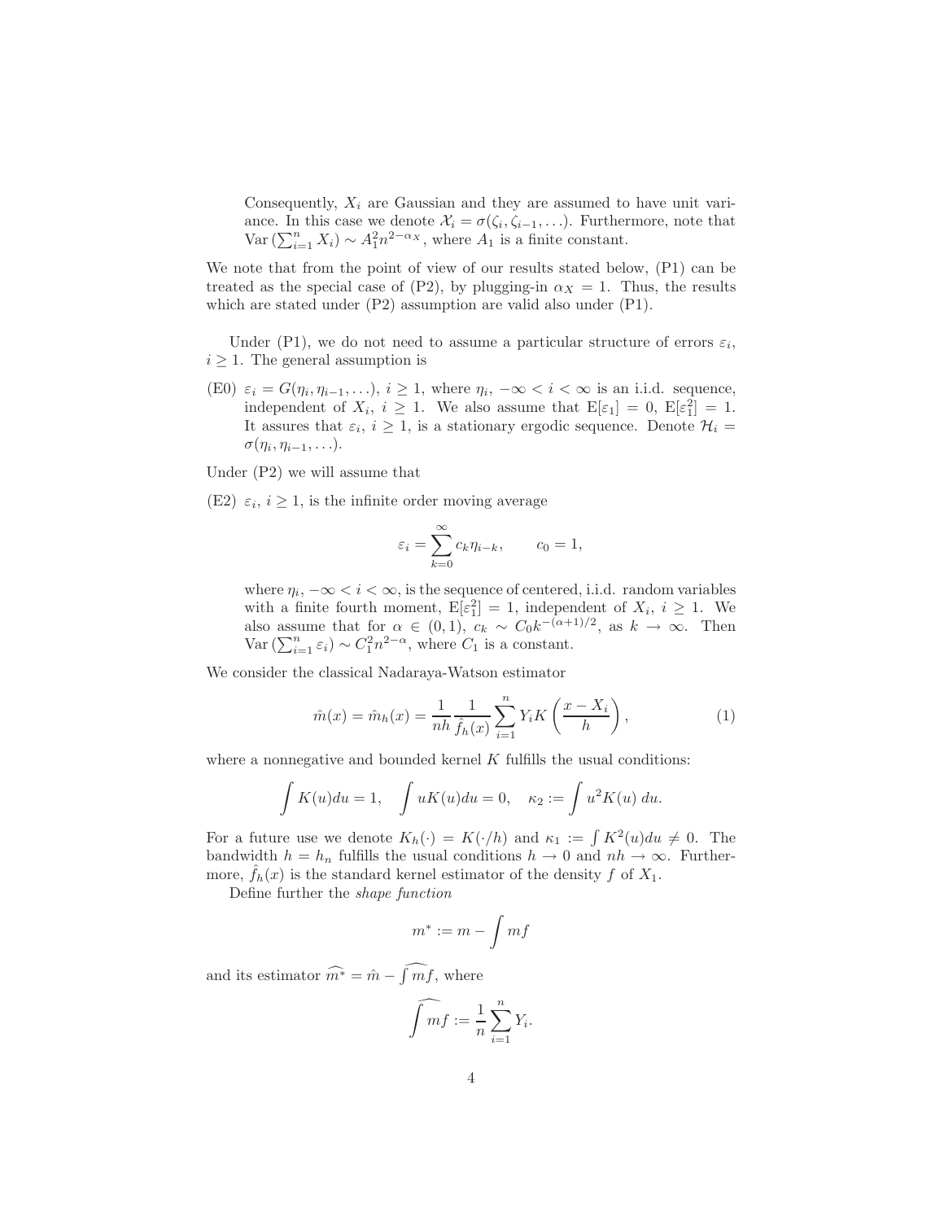Consequently, $X_i$ are Gaussian and they are assumed to have unit variance. In this case we denote $\mathcal{X}_i = \sigma(\zeta_i, \zeta_{i-1}, \ldots)$. Furthermore, note that $\mathrm{Var}\left(\sum_{i=1}^n X_i\right) \sim A_1^2 n^{2-\alpha_X}$, where $A_1$ is a finite constant.

We note that from the point of view of our results stated below, (P1) can be treated as the special case of (P2), by plugging-in $\alpha_X = 1$. Thus, the results which are stated under (P2) assumption are valid also under (P1).

Under (P1), we do not need to assume a particular structure of errors $\varepsilon_i$, $i \geq 1$. The general assumption is

(E0) $\varepsilon_i = G(\eta_i, \eta_{i-1}, \ldots)$, $i \geq 1$, where $\eta_i$, $-\infty < i < \infty$ is an i.i.d. sequence, independent of $X_i$, $i \geq 1$. We also assume that $\mathrm{E}[\varepsilon_1] = 0$, $\mathrm{E}[\varepsilon_1^2] = 1$. It assures that $\varepsilon_i$, $i \geq 1$, is a stationary ergodic sequence. Denote $\mathcal{H}_i = \sigma(\eta_i, \eta_{i-1}, \ldots)$.

Under (P2) we will assume that

(E2) $\varepsilon_i$, $i \geq 1$, is the infinite order moving average

$$\varepsilon_i = \sum_{k=0}^{\infty} c_k \eta_{i-k}, \qquad c_0 = 1,$$

where $\eta_i$, $-\infty < i < \infty$, is the sequence of centered, i.i.d. random variables with a finite fourth moment, $\mathrm{E}[\varepsilon_1^2] = 1$, independent of $X_i$, $i \geq 1$. We also assume that for $\alpha \in (0,1)$, $c_k \sim C_0 k^{-(\alpha+1)/2}$, as $k \to \infty$. Then $\mathrm{Var}\left(\sum_{i=1}^n \varepsilon_i\right) \sim C_1^2 n^{2-\alpha}$, where $C_1$ is a constant.

We consider the classical Nadaraya-Watson estimator

$$\hat{m}(x) = \hat{m}_h(x) = \frac{1}{nh} \frac{1}{\hat{f}_h(x)} \sum_{i=1}^n Y_i K\left(\frac{x - X_i}{h}\right), \tag{1}$$

where a nonnegative and bounded kernel $K$ fulfills the usual conditions:

$$\int K(u)du = 1, \quad \int uK(u)du = 0, \quad \kappa_2 := \int u^2 K(u)\, du.$$

For a future use we denote $K_h(\cdot) = K(\cdot/h)$ and $\kappa_1 := \int K^2(u)du \neq 0$. The bandwidth $h = h_n$ fulfills the usual conditions $h \to 0$ and $nh \to \infty$. Furthermore, $\hat{f}_h(x)$ is the standard kernel estimator of the density $f$ of $X_1$.

Define further the *shape function*

$$m^* := m - \int mf$$

and its estimator $\widehat{m^*} = \hat{m} - \widehat{\int mf}$, where

$$\widehat{\int mf} := \frac{1}{n} \sum_{i=1}^n Y_i.$$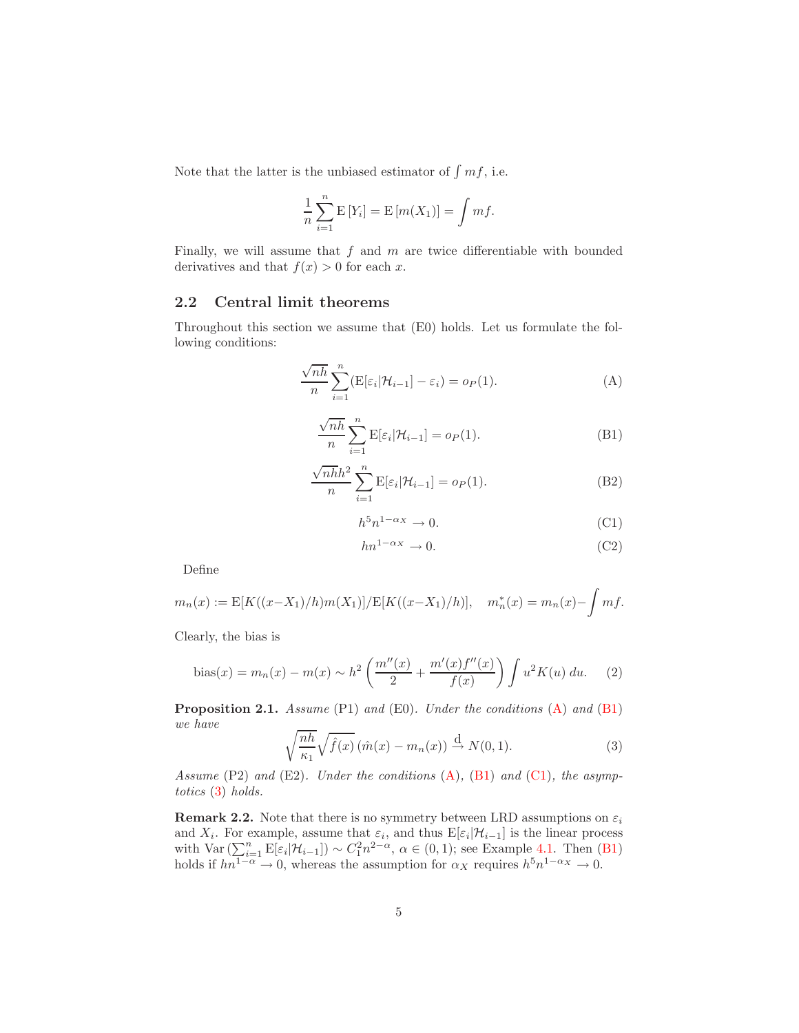Note that the latter is the unbiased estimator of $\int mf$, i.e.

$$\frac{1}{n}\sum_{i=1}^{n} \mathrm{E}\left[Y_i\right] = \mathrm{E}\left[m(X_1)\right] = \int mf.$$

Finally, we will assume that $f$ and $m$ are twice differentiable with bounded derivatives and that $f(x) > 0$ for each $x$.

## 2.2 Central limit theorems

Throughout this section we assume that (E0) holds. Let us formulate the following conditions:

$$\frac{\sqrt{nh}}{n}\sum_{i=1}^{n}(\mathrm{E}[\varepsilon_i|\mathcal{H}_{i-1}] - \varepsilon_i) = o_P(1). \tag{A}$$

$$\frac{\sqrt{nh}}{n}\sum_{i=1}^{n}\mathrm{E}[\varepsilon_i|\mathcal{H}_{i-1}] = o_P(1). \tag{B1}$$

$$\frac{\sqrt{nh}h^2}{n}\sum_{i=1}^{n}\mathrm{E}[\varepsilon_i|\mathcal{H}_{i-1}] = o_P(1). \tag{B2}$$

$$h^5 n^{1-\alpha_X} \to 0. \tag{C1}$$

$$h n^{1-\alpha_X} \to 0. \tag{C2}$$

Define

$$m_n(x) := \mathrm{E}[K((x-X_1)/h)m(X_1)]/\mathrm{E}[K((x-X_1)/h)], \quad m_n^*(x) = m_n(x) - \int mf.$$

Clearly, the bias is

$$\mathrm{bias}(x) = m_n(x) - m(x) \sim h^2\left(\frac{m''(x)}{2} + \frac{m'(x)f''(x)}{f(x)}\right)\int u^2 K(u)\,du. \tag{2}$$

**Proposition 2.1.** *Assume* (P1) *and* (E0). *Under the conditions* (A) *and* (B1) *we have*

$$\sqrt{\frac{nh}{\kappa_1}}\sqrt{\hat{f}(x)}\left(\hat{m}(x) - m_n(x)\right) \xrightarrow{\mathrm{d}} N(0,1). \tag{3}$$

*Assume* (P2) *and* (E2). *Under the conditions* (A), (B1) *and* (C1), *the asymptotics* (3) *holds.*

**Remark 2.2.** Note that there is no symmetry between LRD assumptions on $\varepsilon_i$ and $X_i$. For example, assume that $\varepsilon_i$, and thus $\mathrm{E}[\varepsilon_i|\mathcal{H}_{i-1}]$ is the linear process with $\mathrm{Var}\left(\sum_{i=1}^{n}\mathrm{E}[\varepsilon_i|\mathcal{H}_{i-1}]\right) \sim C_1^2 n^{2-\alpha}$, $\alpha \in (0,1)$; see Example 4.1. Then (B1) holds if $hn^{1-\alpha} \to 0$, whereas the assumption for $\alpha_X$ requires $h^5 n^{1-\alpha_X} \to 0$.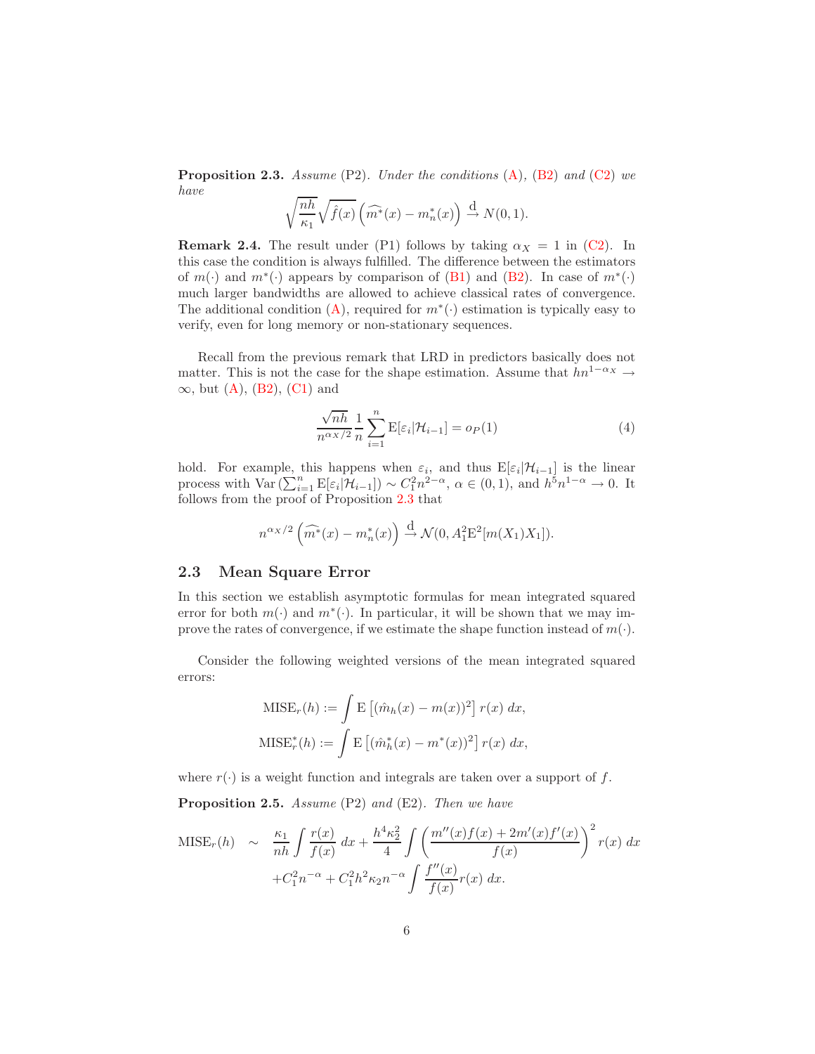**Proposition 2.3.** *Assume* (P2). *Under the conditions* (A), (B2) *and* (C2) *we have*

$$\sqrt{\frac{nh}{\kappa_1}}\sqrt{\hat{f}(x)}\left(\widehat{m^*}(x) - m_n^*(x)\right) \overset{\mathrm{d}}{\to} N(0,1).$$

**Remark 2.4.** The result under (P1) follows by taking $\alpha_X = 1$ in (C2). In this case the condition is always fulfilled. The difference between the estimators of $m(\cdot)$ and $m^*(\cdot)$ appears by comparison of (B1) and (B2). In case of $m^*(\cdot)$ much larger bandwidths are allowed to achieve classical rates of convergence. The additional condition (A), required for $m^*(\cdot)$ estimation is typically easy to verify, even for long memory or non-stationary sequences.

Recall from the previous remark that LRD in predictors basically does not matter. This is not the case for the shape estimation. Assume that $hn^{1-\alpha_X} \to \infty$, but (A), (B2), (C1) and

$$\frac{\sqrt{nh}}{n^{\alpha_X/2}}\frac{1}{n}\sum_{i=1}^{n}\mathrm{E}[\varepsilon_i|\mathcal{H}_{i-1}] = o_P(1) \tag{4}$$

hold. For example, this happens when $\varepsilon_i$, and thus $\mathrm{E}[\varepsilon_i|\mathcal{H}_{i-1}]$ is the linear process with $\mathrm{Var}\left(\sum_{i=1}^{n}\mathrm{E}[\varepsilon_i|\mathcal{H}_{i-1}]\right) \sim C_1^2 n^{2-\alpha}$, $\alpha \in (0,1)$, and $h^5 n^{1-\alpha} \to 0$. It follows from the proof of Proposition 2.3 that

$$n^{\alpha_X/2}\left(\widehat{m^*}(x) - m_n^*(x)\right) \overset{\mathrm{d}}{\to} \mathcal{N}(0, A_1^2\mathrm{E}^2[m(X_1)X_1]).$$

## 2.3 Mean Square Error

In this section we establish asymptotic formulas for mean integrated squared error for both $m(\cdot)$ and $m^*(\cdot)$. In particular, it will be shown that we may improve the rates of convergence, if we estimate the shape function instead of $m(\cdot)$.

Consider the following weighted versions of the mean integrated squared errors:

$$\mathrm{MISE}_r(h) := \int \mathrm{E}\left[(\hat{m}_h(x) - m(x))^2\right] r(x)\,dx,$$
$$\mathrm{MISE}_r^*(h) := \int \mathrm{E}\left[(\hat{m}_h^*(x) - m^*(x))^2\right] r(x)\,dx,$$

where $r(\cdot)$ is a weight function and integrals are taken over a support of $f$.

**Proposition 2.5.** *Assume* (P2) *and* (E2). *Then we have*

$$\begin{aligned}\mathrm{MISE}_r(h) \quad \sim \quad & \frac{\kappa_1}{nh}\int\frac{r(x)}{f(x)}\,dx + \frac{h^4\kappa_2^2}{4}\int\left(\frac{m''(x)f(x) + 2m'(x)f'(x)}{f(x)}\right)^2 r(x)\,dx \\ & + C_1^2 n^{-\alpha} + C_1^2 h^2\kappa_2 n^{-\alpha}\int\frac{f''(x)}{f(x)}r(x)\,dx.\end{aligned}$$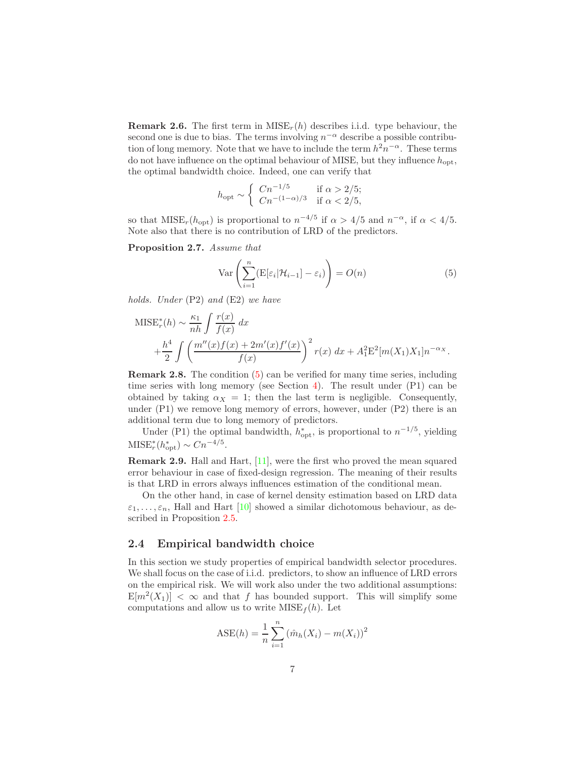**Remark 2.6.** The first term in $\mathrm{MISE}_r(h)$ describes i.i.d. type behaviour, the second one is due to bias. The terms involving $n^{-\alpha}$ describe a possible contribution of long memory. Note that we have to include the term $h^2 n^{-\alpha}$. These terms do not have influence on the optimal behaviour of MISE, but they influence $h_{\mathrm{opt}}$, the optimal bandwidth choice. Indeed, one can verify that

$$h_{\mathrm{opt}} \sim \begin{cases} Cn^{-1/5} & \text{if } \alpha > 2/5; \\ Cn^{-(1-\alpha)/3} & \text{if } \alpha < 2/5, \end{cases}$$

so that $\mathrm{MISE}_r(h_{\mathrm{opt}})$ is proportional to $n^{-4/5}$ if $\alpha > 4/5$ and $n^{-\alpha}$, if $\alpha < 4/5$. Note also that there is no contribution of LRD of the predictors.

**Proposition 2.7.** *Assume that*

$$\mathrm{Var}\left(\sum_{i=1}^{n}(\mathrm{E}[\varepsilon_i|\mathcal{H}_{i-1}] - \varepsilon_i)\right) = O(n) \tag{5}$$

*holds. Under* (P2) *and* (E2) *we have*

$$\mathrm{MISE}_r^*(h) \sim \frac{\kappa_1}{nh}\int \frac{r(x)}{f(x)}\,dx + \frac{h^4}{2}\int\left(\frac{m''(x)f(x) + 2m'(x)f'(x)}{f(x)}\right)^2 r(x)\,dx + A_1^2 \mathrm{E}^2[m(X_1)X_1]n^{-\alpha_X}.$$

**Remark 2.8.** The condition (5) can be verified for many time series, including time series with long memory (see Section 4). The result under (P1) can be obtained by taking $\alpha_X = 1$; then the last term is negligible. Consequently, under (P1) we remove long memory of errors, however, under (P2) there is an additional term due to long memory of predictors.

Under (P1) the optimal bandwidth, $h_{\mathrm{opt}}^*$, is proportional to $n^{-1/5}$, yielding $\mathrm{MISE}_r^*(h_{\mathrm{opt}}^*) \sim Cn^{-4/5}$.

**Remark 2.9.** Hall and Hart, [11], were the first who proved the mean squared error behaviour in case of fixed-design regression. The meaning of their results is that LRD in errors always influences estimation of the conditional mean.

On the other hand, in case of kernel density estimation based on LRD data $\varepsilon_1, \ldots, \varepsilon_n$, Hall and Hart [10] showed a similar dichotomous behaviour, as described in Proposition 2.5.

### 2.4 Empirical bandwidth choice

In this section we study properties of empirical bandwidth selector procedures. We shall focus on the case of i.i.d. predictors, to show an influence of LRD errors on the empirical risk. We will work also under the two additional assumptions: $\mathrm{E}[m^2(X_1)] < \infty$ and that $f$ has bounded support. This will simplify some computations and allow us to write $\mathrm{MISE}_f(h)$. Let

$$\mathrm{ASE}(h) = \frac{1}{n}\sum_{i=1}^{n}(\hat{m}_h(X_i) - m(X_i))^2$$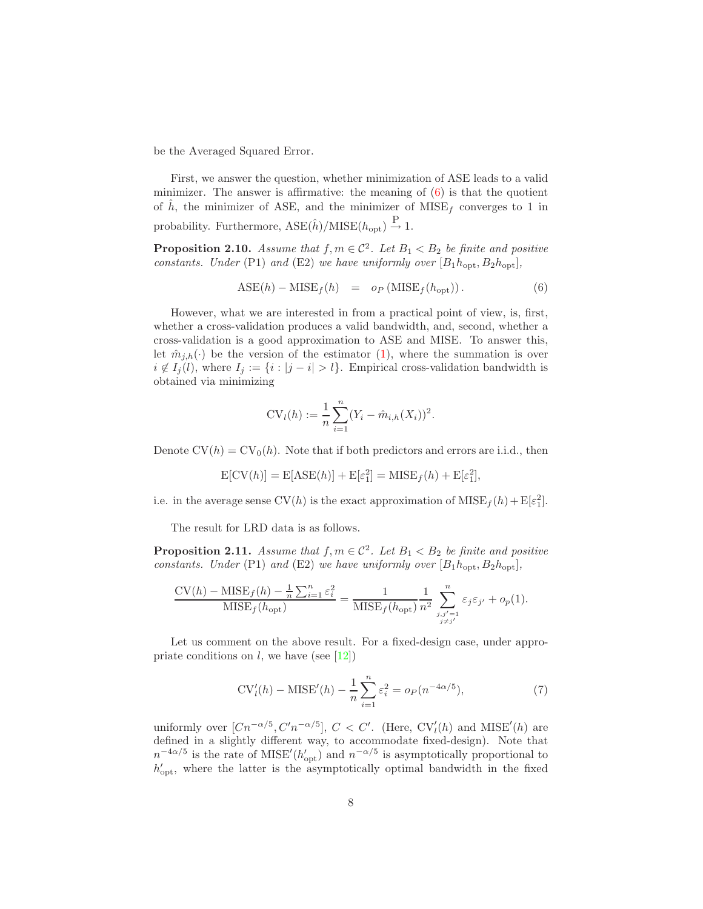be the Averaged Squared Error.

First, we answer the question, whether minimization of ASE leads to a valid minimizer. The answer is affirmative: the meaning of (6) is that the quotient of $\hat{h}$, the minimizer of ASE, and the minimizer of $\mathrm{MISE}_f$ converges to 1 in probability. Furthermore, $\mathrm{ASE}(\hat{h})/\mathrm{MISE}(h_{\mathrm{opt}}) \overset{\mathrm{P}}{\to} 1$.

**Proposition 2.10.** *Assume that $f, m \in \mathcal{C}^2$. Let $B_1 < B_2$ be finite and positive constants. Under* (P1) *and* (E2) *we have uniformly over* $[B_1 h_{\mathrm{opt}}, B_2 h_{\mathrm{opt}}]$,

$$\mathrm{ASE}(h) - \mathrm{MISE}_f(h) \quad = \quad o_P\left(\mathrm{MISE}_f(h_{\mathrm{opt}})\right). \tag{6}$$

However, what we are interested in from a practical point of view, is, first, whether a cross-validation produces a valid bandwidth, and, second, whether a cross-validation is a good approximation to ASE and MISE. To answer this, let $\hat{m}_{j,h}(\cdot)$ be the version of the estimator (1), where the summation is over $i \notin I_j(l)$, where $I_j := \{i : |j-i| > l\}$. Empirical cross-validation bandwidth is obtained via minimizing

$$\mathrm{CV}_l(h) := \frac{1}{n}\sum_{i=1}^{n}(Y_i - \hat{m}_{i,h}(X_i))^2.$$

Denote $\mathrm{CV}(h) = \mathrm{CV}_0(h)$. Note that if both predictors and errors are i.i.d., then

$$\mathrm{E}[\mathrm{CV}(h)] = \mathrm{E}[\mathrm{ASE}(h)] + \mathrm{E}[\varepsilon_1^2] = \mathrm{MISE}_f(h) + \mathrm{E}[\varepsilon_1^2],$$

i.e. in the average sense $\mathrm{CV}(h)$ is the exact approximation of $\mathrm{MISE}_f(h) + \mathrm{E}[\varepsilon_1^2]$.

The result for LRD data is as follows.

**Proposition 2.11.** *Assume that $f, m \in \mathcal{C}^2$. Let $B_1 < B_2$ be finite and positive constants. Under* (P1) *and* (E2) *we have uniformly over* $[B_1 h_{\mathrm{opt}}, B_2 h_{\mathrm{opt}}]$,

$$\frac{\mathrm{CV}(h) - \mathrm{MISE}_f(h) - \frac{1}{n}\sum_{i=1}^{n}\varepsilon_i^2}{\mathrm{MISE}_f(h_{\mathrm{opt}})} = \frac{1}{\mathrm{MISE}_f(h_{\mathrm{opt}})}\frac{1}{n^2}\sum_{\substack{j,j'=1 \\ j \neq j'}}^{n}\varepsilon_j\varepsilon_{j'} + o_p(1).$$

Let us comment on the above result. For a fixed-design case, under appropriate conditions on $l$, we have (see [12])

$$\mathrm{CV}_l'(h) - \mathrm{MISE}'(h) - \frac{1}{n}\sum_{i=1}^{n}\varepsilon_i^2 = o_P(n^{-4\alpha/5}), \tag{7}$$

uniformly over $[Cn^{-\alpha/5}, C'n^{-\alpha/5}]$, $C < C'$. (Here, $\mathrm{CV}_l'(h)$ and $\mathrm{MISE}'(h)$ are defined in a slightly different way, to accommodate fixed-design). Note that $n^{-4\alpha/5}$ is the rate of $\mathrm{MISE}'(h_{\mathrm{opt}}')$ and $n^{-\alpha/5}$ is asymptotically proportional to $h_{\mathrm{opt}}'$, where the latter is the asymptotically optimal bandwidth in the fixed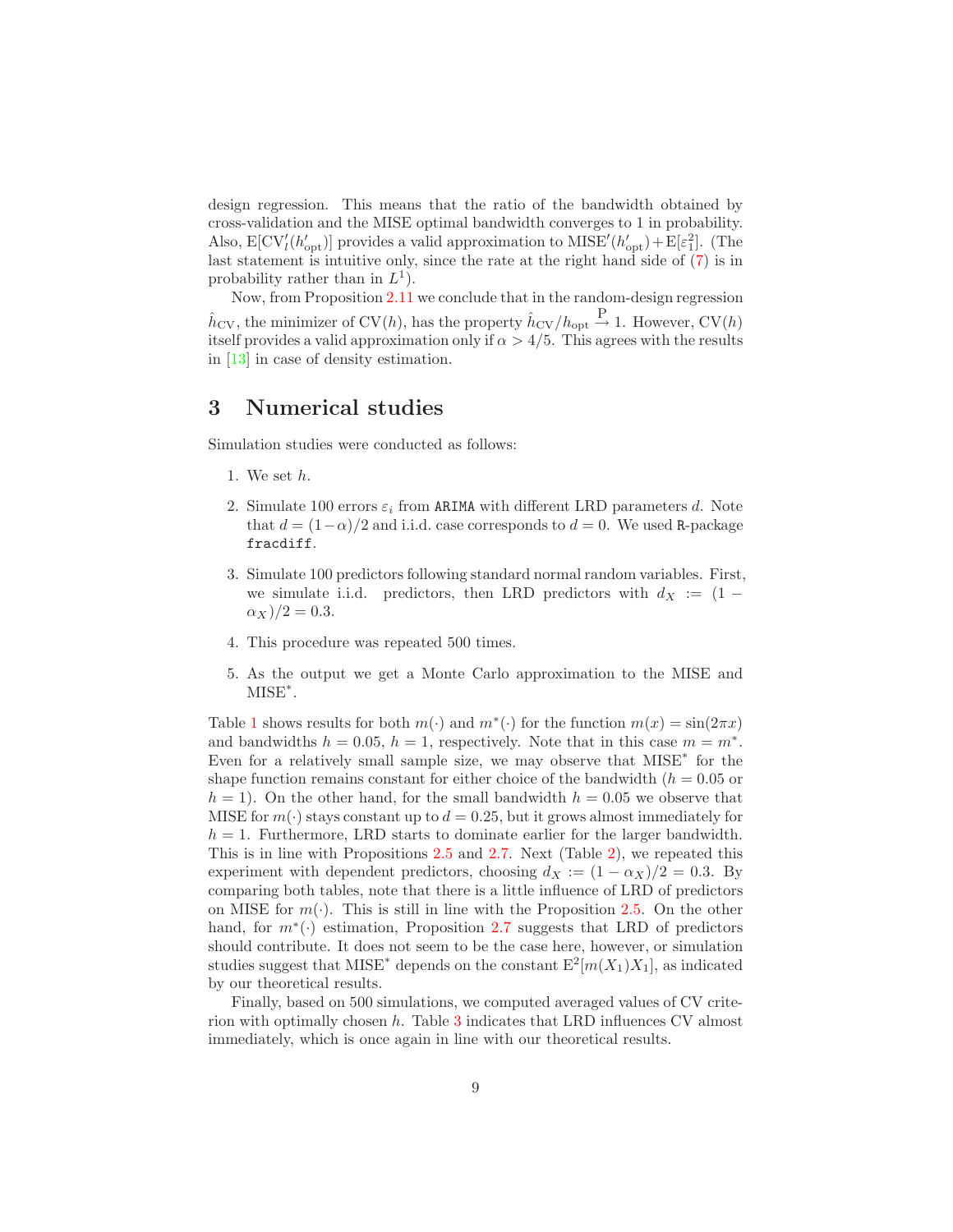design regression. This means that the ratio of the bandwidth obtained by cross-validation and the MISE optimal bandwidth converges to 1 in probability. Also, $\mathrm{E}[\mathrm{CV}_l'(h_{\mathrm{opt}}')]$ provides a valid approximation to $\mathrm{MISE}'(h_{\mathrm{opt}}') + \mathrm{E}[\varepsilon_1^2]$. (The last statement is intuitive only, since the rate at the right hand side of (7) is in probability rather than in $L^1$).

Now, from Proposition 2.11 we conclude that in the random-design regression $\hat{h}_{\mathrm{CV}}$, the minimizer of $\mathrm{CV}(h)$, has the property $\hat{h}_{\mathrm{CV}}/h_{\mathrm{opt}} \xrightarrow{\mathrm{P}} 1$. However, $\mathrm{CV}(h)$ itself provides a valid approximation only if $\alpha > 4/5$. This agrees with the results in [13] in case of density estimation.

# 3 Numerical studies

Simulation studies were conducted as follows:

1. We set $h$.
2. Simulate 100 errors $\varepsilon_i$ from `ARIMA` with different LRD parameters $d$. Note that $d = (1-\alpha)/2$ and i.i.d. case corresponds to $d = 0$. We used `R`-package `fracdiff`.
3. Simulate 100 predictors following standard normal random variables. First, we simulate i.i.d. predictors, then LRD predictors with $d_X := (1 - \alpha_X)/2 = 0.3$.
4. This procedure was repeated 500 times.
5. As the output we get a Monte Carlo approximation to the MISE and $\mathrm{MISE}^*$.

Table 1 shows results for both $m(\cdot)$ and $m^*(\cdot)$ for the function $m(x) = \sin(2\pi x)$ and bandwidths $h = 0.05$, $h = 1$, respectively. Note that in this case $m = m^*$. Even for a relatively small sample size, we may observe that $\mathrm{MISE}^*$ for the shape function remains constant for either choice of the bandwidth ($h = 0.05$ or $h = 1$). On the other hand, for the small bandwidth $h = 0.05$ we observe that MISE for $m(\cdot)$ stays constant up to $d = 0.25$, but it grows almost immediately for $h = 1$. Furthermore, LRD starts to dominate earlier for the larger bandwidth. This is in line with Propositions 2.5 and 2.7. Next (Table 2), we repeated this experiment with dependent predictors, choosing $d_X := (1 - \alpha_X)/2 = 0.3$. By comparing both tables, note that there is a little influence of LRD of predictors on MISE for $m(\cdot)$. This is still in line with the Proposition 2.5. On the other hand, for $m^*(\cdot)$ estimation, Proposition 2.7 suggests that LRD of predictors should contribute. It does not seem to be the case here, however, or simulation studies suggest that $\mathrm{MISE}^*$ depends on the constant $\mathrm{E}^2[m(X_1)X_1]$, as indicated by our theoretical results.

Finally, based on 500 simulations, we computed averaged values of CV criterion with optimally chosen $h$. Table 3 indicates that LRD influences CV almost immediately, which is once again in line with our theoretical results.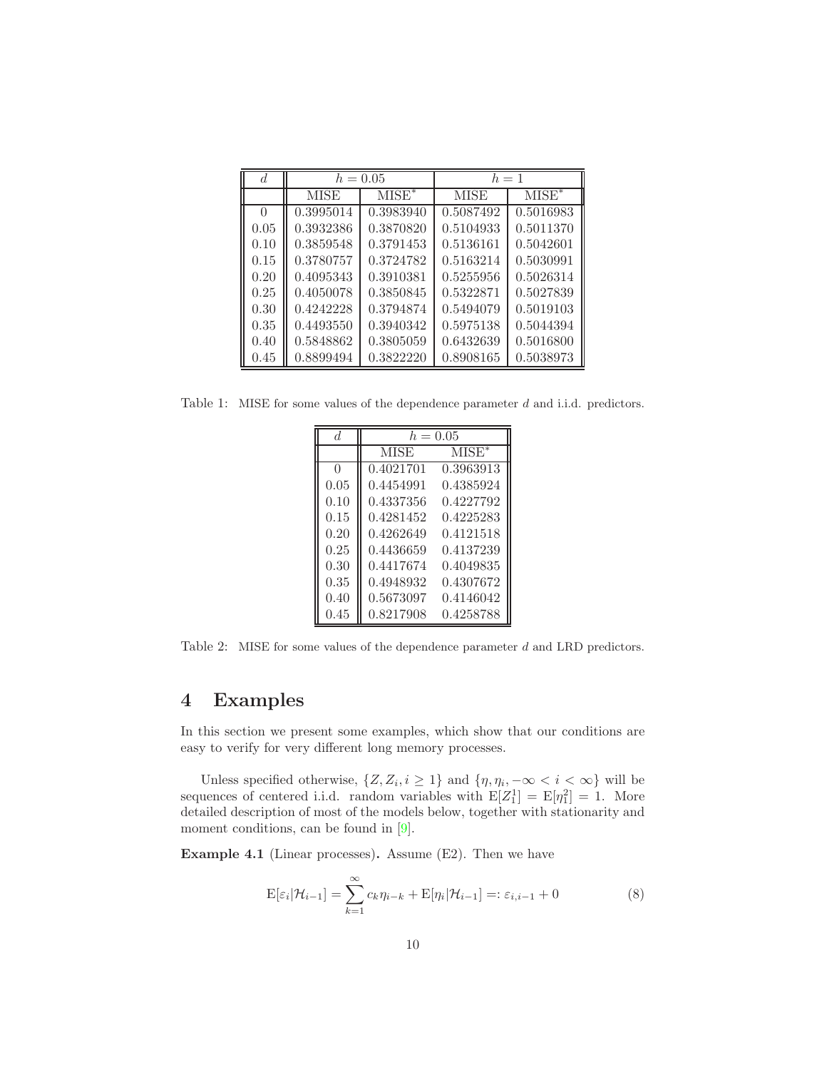| $d$ | $h = 0.05$ | | $h = 1$ | |
|---|---|---|---|---|
| | MISE | MISE* | MISE | MISE* |
| 0 | 0.3995014 | 0.3983940 | 0.5087492 | 0.5016983 |
| 0.05 | 0.3932386 | 0.3870820 | 0.5104933 | 0.5011370 |
| 0.10 | 0.3859548 | 0.3791453 | 0.5136161 | 0.5042601 |
| 0.15 | 0.3780757 | 0.3724782 | 0.5163214 | 0.5030991 |
| 0.20 | 0.4095343 | 0.3910381 | 0.5255956 | 0.5026314 |
| 0.25 | 0.4050078 | 0.3850845 | 0.5322871 | 0.5027839 |
| 0.30 | 0.4242228 | 0.3794874 | 0.5494079 | 0.5019103 |
| 0.35 | 0.4493550 | 0.3940342 | 0.5975138 | 0.5044394 |
| 0.40 | 0.5848862 | 0.3805059 | 0.6432639 | 0.5016800 |
| 0.45 | 0.8899494 | 0.3822220 | 0.8908165 | 0.5038973 |

Table 1: MISE for some values of the dependence parameter $d$ and i.i.d. predictors.

| $d$ | $h = 0.05$ | |
|---|---|---|
| | MISE | MISE* |
| 0 | 0.4021701 | 0.3963913 |
| 0.05 | 0.4454991 | 0.4385924 |
| 0.10 | 0.4337356 | 0.4227792 |
| 0.15 | 0.4281452 | 0.4225283 |
| 0.20 | 0.4262649 | 0.4121518 |
| 0.25 | 0.4436659 | 0.4137239 |
| 0.30 | 0.4417674 | 0.4049835 |
| 0.35 | 0.4948932 | 0.4307672 |
| 0.40 | 0.5673097 | 0.4146042 |
| 0.45 | 0.8217908 | 0.4258788 |

Table 2: MISE for some values of the dependence parameter $d$ and LRD predictors.

# 4 Examples

In this section we present some examples, which show that our conditions are easy to verify for very different long memory processes.

Unless specified otherwise, $\{Z, Z_i, i \geq 1\}$ and $\{\eta, \eta_i, -\infty < i < \infty\}$ will be sequences of centered i.i.d. random variables with $\mathrm{E}[Z_1^1] = \mathrm{E}[\eta_1^2] = 1$. More detailed description of most of the models below, together with stationarity and moment conditions, can be found in [9].

**Example 4.1** (Linear processes)**.** Assume (E2). Then we have

$$\mathrm{E}[\varepsilon_i | \mathcal{H}_{i-1}] = \sum_{k=1}^{\infty} c_k \eta_{i-k} + \mathrm{E}[\eta_i | \mathcal{H}_{i-1}] =: \varepsilon_{i,i-1} + 0 \tag{8}$$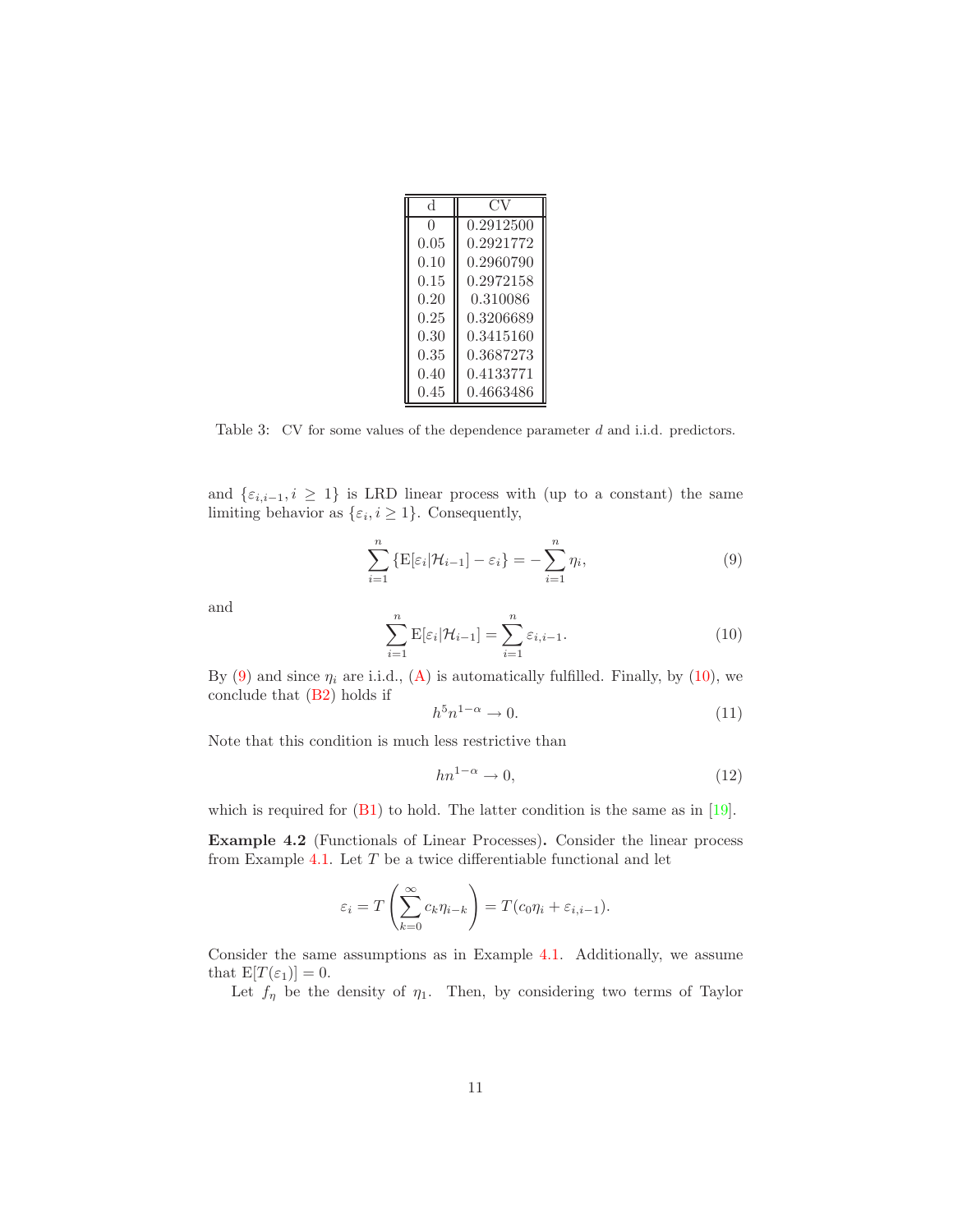| d | CV |
|---|---|
| 0 | 0.2912500 |
| 0.05 | 0.2921772 |
| 0.10 | 0.2960790 |
| 0.15 | 0.2972158 |
| 0.20 | 0.310086 |
| 0.25 | 0.3206689 |
| 0.30 | 0.3415160 |
| 0.35 | 0.3687273 |
| 0.40 | 0.4133771 |
| 0.45 | 0.4663486 |

Table 3: CV for some values of the dependence parameter $d$ and i.i.d. predictors.

and $\{\varepsilon_{i,i-1}, i \geq 1\}$ is LRD linear process with (up to a constant) the same limiting behavior as $\{\varepsilon_i, i \geq 1\}$. Consequently,

$$\sum_{i=1}^{n} \{\mathrm{E}[\varepsilon_i|\mathcal{H}_{i-1}] - \varepsilon_i\} = -\sum_{i=1}^{n} \eta_i, \tag{9}$$

and

$$\sum_{i=1}^{n} \mathrm{E}[\varepsilon_i|\mathcal{H}_{i-1}] = \sum_{i=1}^{n} \varepsilon_{i,i-1}. \tag{10}$$

By (9) and since $\eta_i$ are i.i.d., (A) is automatically fulfilled. Finally, by (10), we conclude that (B2) holds if

$$h^5 n^{1-\alpha} \to 0. \tag{11}$$

Note that this condition is much less restrictive than

$$h n^{1-\alpha} \to 0, \tag{12}$$

which is required for (B1) to hold. The latter condition is the same as in [19].

**Example 4.2** (Functionals of Linear Processes)**.** Consider the linear process from Example 4.1. Let $T$ be a twice differentiable functional and let

$$\varepsilon_i = T\left(\sum_{k=0}^{\infty} c_k \eta_{i-k}\right) = T(c_0\eta_i + \varepsilon_{i,i-1}).$$

Consider the same assumptions as in Example 4.1. Additionally, we assume that $\mathrm{E}[T(\varepsilon_1)] = 0$.

Let $f_\eta$ be the density of $\eta_1$. Then, by considering two terms of Taylor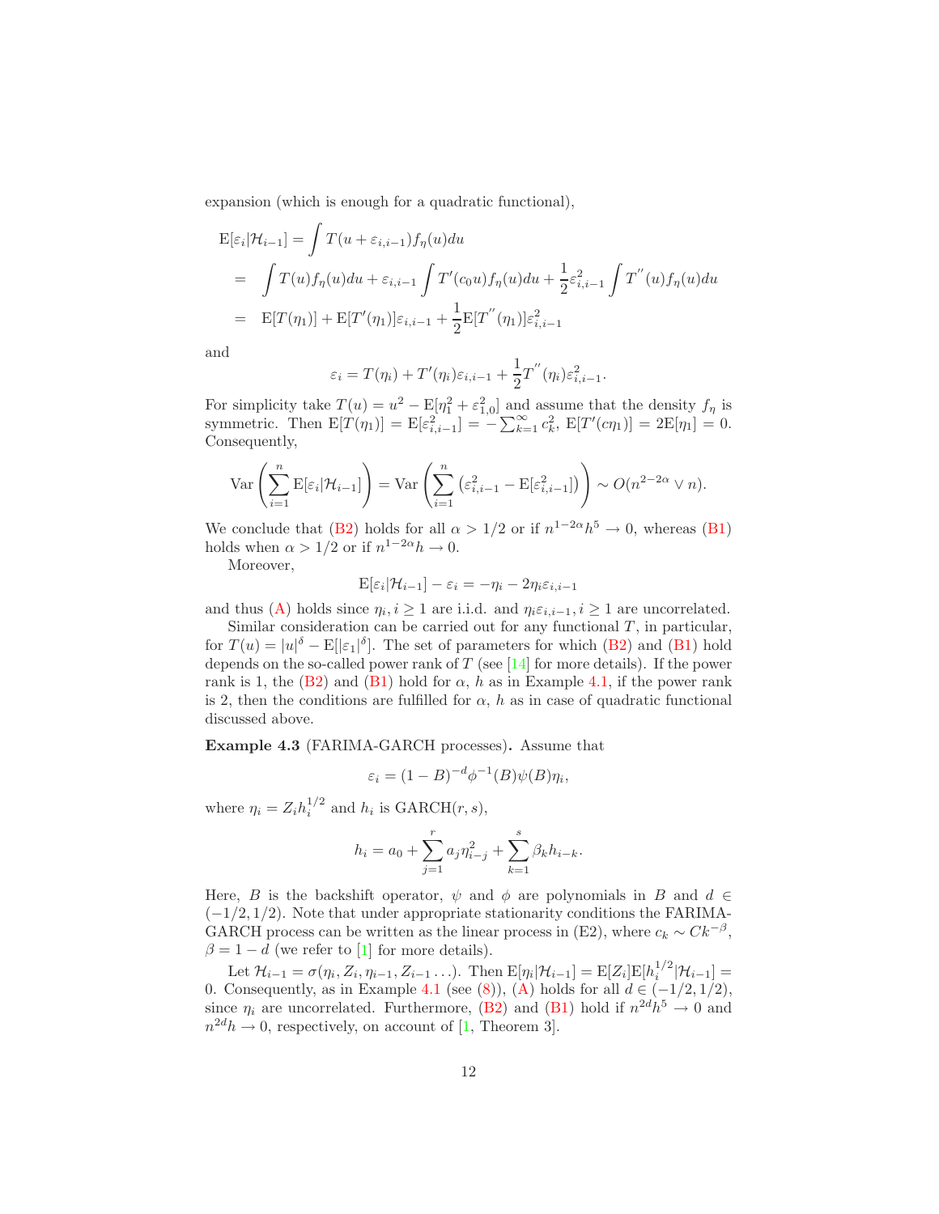expansion (which is enough for a quadratic functional),

$$
\begin{aligned}
\mathrm{E}[\varepsilon_i|\mathcal{H}_{i-1}] &= \int T(u+\varepsilon_{i,i-1}) f_\eta(u)du \\
&= \int T(u) f_\eta(u)du + \varepsilon_{i,i-1}\int T'(c_0 u) f_\eta(u)du + \frac{1}{2}\varepsilon_{i,i-1}^2 \int T^{''}(u) f_\eta(u)du \\
&= \mathrm{E}[T(\eta_1)] + \mathrm{E}[T'(\eta_1)]\varepsilon_{i,i-1} + \frac{1}{2}\mathrm{E}[T^{''}(\eta_1)]\varepsilon_{i,i-1}^2
\end{aligned}
$$

and

$$
\varepsilon_i = T(\eta_i) + T'(\eta_i)\varepsilon_{i,i-1} + \frac{1}{2}T^{''}(\eta_i)\varepsilon_{i,i-1}^2.
$$

For simplicity take $T(u) = u^2 - \mathrm{E}[\eta_1^2 + \varepsilon_{1,0}^2]$ and assume that the density $f_\eta$ is symmetric. Then $\mathrm{E}[T(\eta_1)] = \mathrm{E}[\varepsilon_{i,i-1}^2] = -\sum_{k=1}^\infty c_k^2$, $\mathrm{E}[T'(c\eta_1)] = 2\mathrm{E}[\eta_1] = 0$. Consequently,

$$
\mathrm{Var}\left(\sum_{i=1}^n \mathrm{E}[\varepsilon_i|\mathcal{H}_{i-1}]\right) = \mathrm{Var}\left(\sum_{i=1}^n \left(\varepsilon_{i,i-1}^2 - \mathrm{E}[\varepsilon_{i,i-1}^2]\right)\right) \sim O(n^{2-2\alpha}\vee n).
$$

We conclude that (B2) holds for all $\alpha > 1/2$ or if $n^{1-2\alpha}h^5 \to 0$, whereas (B1) holds when $\alpha > 1/2$ or if $n^{1-2\alpha}h \to 0$.

Moreover,

$$
\mathrm{E}[\varepsilon_i|\mathcal{H}_{i-1}] - \varepsilon_i = -\eta_i - 2\eta_i\varepsilon_{i,i-1}
$$

and thus (A) holds since $\eta_i, i \geq 1$ are i.i.d. and $\eta_i\varepsilon_{i,i-1}, i \geq 1$ are uncorrelated.

Similar consideration can be carried out for any functional $T$, in particular, for $T(u) = |u|^\delta - \mathrm{E}[|\varepsilon_1|^\delta]$. The set of parameters for which (B2) and (B1) hold depends on the so-called power rank of $T$ (see [14] for more details). If the power rank is 1, the (B2) and (B1) hold for $\alpha$, $h$ as in Example 4.1, if the power rank is 2, then the conditions are fulfilled for $\alpha$, $h$ as in case of quadratic functional discussed above.

**Example 4.3** (FARIMA-GARCH processes)**.** Assume that

$$
\varepsilon_i = (1-B)^{-d}\phi^{-1}(B)\psi(B)\eta_i,
$$

where $\eta_i = Z_i h_i^{1/2}$ and $h_i$ is GARCH$(r,s)$,

$$
h_i = a_0 + \sum_{j=1}^r a_j\eta_{i-j}^2 + \sum_{k=1}^s \beta_k h_{i-k}.
$$

Here, $B$ is the backshift operator, $\psi$ and $\phi$ are polynomials in $B$ and $d \in (-1/2, 1/2)$. Note that under appropriate stationarity conditions the FARIMA-GARCH process can be written as the linear process in (E2), where $c_k \sim Ck^{-\beta}$, $\beta = 1-d$ (we refer to [1] for more details).

Let $\mathcal{H}_{i-1} = \sigma(\eta_i, Z_i, \eta_{i-1}, Z_{i-1}\ldots)$. Then $\mathrm{E}[\eta_i|\mathcal{H}_{i-1}] = \mathrm{E}[Z_i]\mathrm{E}[h_i^{1/2}|\mathcal{H}_{i-1}] = 0$. Consequently, as in Example 4.1 (see (8)), (A) holds for all $d \in (-1/2, 1/2)$, since $\eta_i$ are uncorrelated. Furthermore, (B2) and (B1) hold if $n^{2d}h^5 \to 0$ and $n^{2d}h \to 0$, respectively, on account of [1, Theorem 3].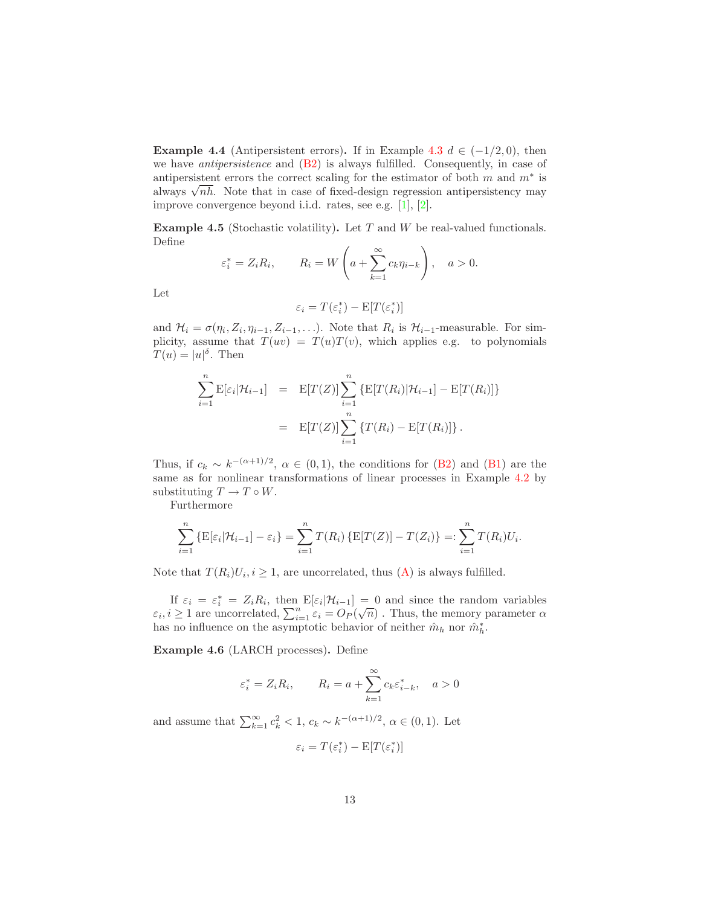**Example 4.4** (Antipersistent errors)**.** If in Example 4.3 $d \in (-1/2, 0)$, then we have *antipersistence* and (B2) is always fulfilled. Consequently, in case of antipersistent errors the correct scaling for the estimator of both $m$ and $m^*$ is always $\sqrt{nh}$. Note that in case of fixed-design regression antipersistency may improve convergence beyond i.i.d. rates, see e.g. [1], [2].

**Example 4.5** (Stochastic volatility)**.** Let $T$ and $W$ be real-valued functionals. Define

$$\varepsilon_i^* = Z_i R_i, \qquad R_i = W\left(a + \sum_{k=1}^{\infty} c_k \eta_{i-k}\right), \quad a > 0.$$

Let

$$\varepsilon_i = T(\varepsilon_i^*) - \mathrm{E}[T(\varepsilon_i^*)]$$

and $\mathcal{H}_i = \sigma(\eta_i, Z_i, \eta_{i-1}, Z_{i-1}, \ldots)$. Note that $R_i$ is $\mathcal{H}_{i-1}$-measurable. For simplicity, assume that $T(uv) = T(u)T(v)$, which applies e.g. to polynomials $T(u) = |u|^{\delta}$. Then

$$\begin{aligned}
\sum_{i=1}^{n} \mathrm{E}[\varepsilon_i | \mathcal{H}_{i-1}] &= \mathrm{E}[T(Z)] \sum_{i=1}^{n} \left\{ \mathrm{E}[T(R_i) | \mathcal{H}_{i-1}] - \mathrm{E}[T(R_i)] \right\} \\
&= \mathrm{E}[T(Z)] \sum_{i=1}^{n} \left\{ T(R_i) - \mathrm{E}[T(R_i)] \right\}.
\end{aligned}$$

Thus, if $c_k \sim k^{-(\alpha+1)/2}$, $\alpha \in (0,1)$, the conditions for (B2) and (B1) are the same as for nonlinear transformations of linear processes in Example 4.2 by substituting $T \to T \circ W$.

Furthermore

$$\sum_{i=1}^{n} \left\{ \mathrm{E}[\varepsilon_i | \mathcal{H}_{i-1}] - \varepsilon_i \right\} = \sum_{i=1}^{n} T(R_i) \left\{ \mathrm{E}[T(Z)] - T(Z_i) \right\} =: \sum_{i=1}^{n} T(R_i) U_i.$$

Note that $T(R_i)U_i, i \geq 1$, are uncorrelated, thus (A) is always fulfilled.

If $\varepsilon_i = \varepsilon_i^* = Z_i R_i$, then $\mathrm{E}[\varepsilon_i | \mathcal{H}_{i-1}] = 0$ and since the random variables $\varepsilon_i, i \geq 1$ are uncorrelated, $\sum_{i=1}^{n} \varepsilon_i = O_P(\sqrt{n})$ . Thus, the memory parameter $\alpha$ has no influence on the asymptotic behavior of neither $\hat{m}_h$ nor $\hat{m}_h^*$.

**Example 4.6** (LARCH processes)**.** Define

$$\varepsilon_i^* = Z_i R_i, \qquad R_i = a + \sum_{k=1}^{\infty} c_k \varepsilon_{i-k}^*, \quad a > 0$$

and assume that $\sum_{k=1}^{\infty} c_k^2 < 1$, $c_k \sim k^{-(\alpha+1)/2}$, $\alpha \in (0,1)$. Let

$$\varepsilon_i = T(\varepsilon_i^*) - \mathrm{E}[T(\varepsilon_i^*)]$$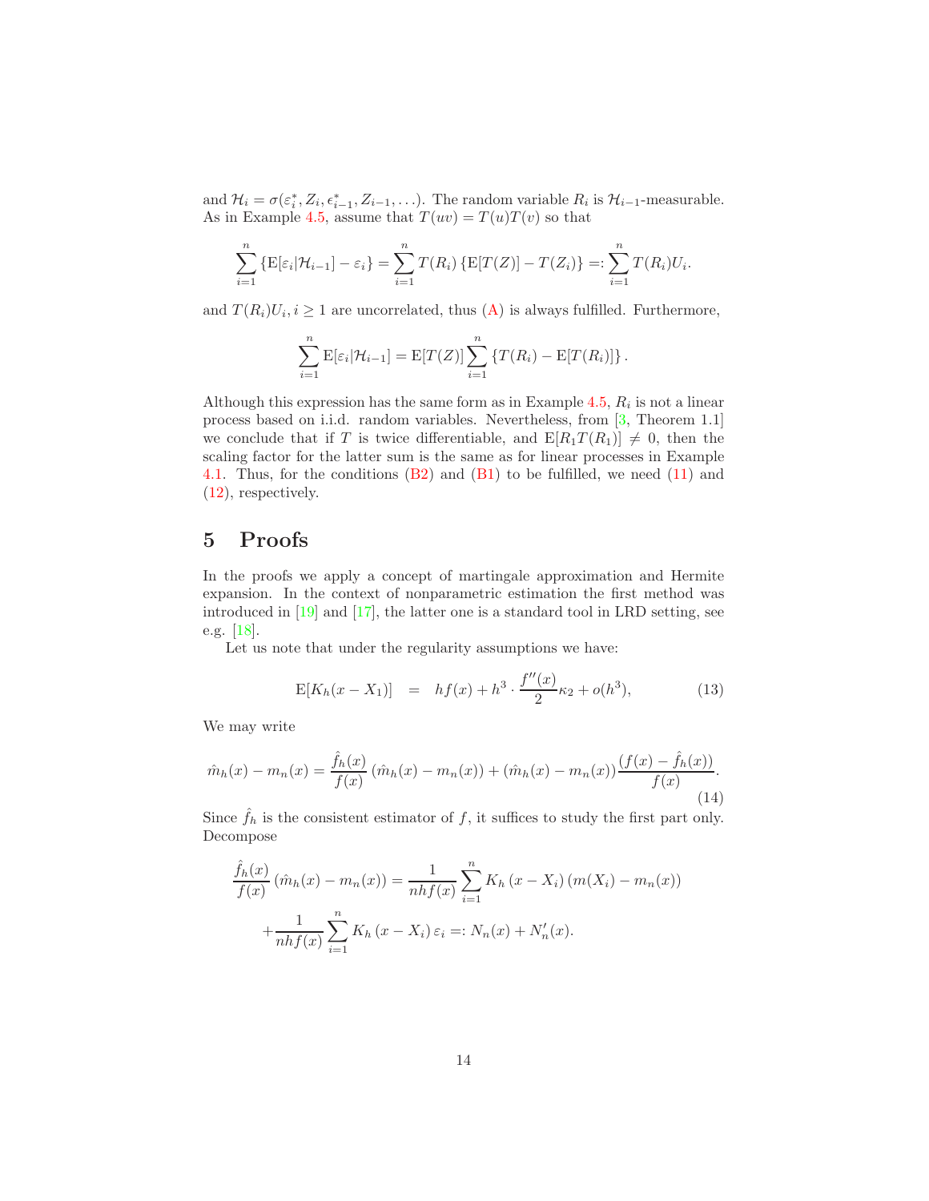and $\mathcal{H}_i = \sigma(\varepsilon_i^*, Z_i, \epsilon_{i-1}^*, Z_{i-1}, \ldots)$. The random variable $R_i$ is $\mathcal{H}_{i-1}$-measurable. As in Example 4.5, assume that $T(uv) = T(u)T(v)$ so that

$$\sum_{i=1}^{n} \{\mathrm{E}[\varepsilon_i|\mathcal{H}_{i-1}] - \varepsilon_i\} = \sum_{i=1}^{n} T(R_i)\{\mathrm{E}[T(Z)] - T(Z_i)\} =: \sum_{i=1}^{n} T(R_i)U_i.$$

and $T(R_i)U_i, i \geq 1$ are uncorrelated, thus (A) is always fulfilled. Furthermore,

$$\sum_{i=1}^{n} \mathrm{E}[\varepsilon_i|\mathcal{H}_{i-1}] = \mathrm{E}[T(Z)] \sum_{i=1}^{n} \{T(R_i) - \mathrm{E}[T(R_i)]\}.$$

Although this expression has the same form as in Example 4.5, $R_i$ is not a linear process based on i.i.d. random variables. Nevertheless, from [3, Theorem 1.1] we conclude that if $T$ is twice differentiable, and $\mathrm{E}[R_1 T(R_1)] \neq 0$, then the scaling factor for the latter sum is the same as for linear processes in Example 4.1. Thus, for the conditions (B2) and (B1) to be fulfilled, we need (11) and (12), respectively.

# 5 Proofs

In the proofs we apply a concept of martingale approximation and Hermite expansion. In the context of nonparametric estimation the first method was introduced in [19] and [17], the latter one is a standard tool in LRD setting, see e.g. [18].

Let us note that under the regularity assumptions we have:

$$\mathrm{E}[K_h(x - X_1)] \quad = \quad hf(x) + h^3 \cdot \frac{f''(x)}{2}\kappa_2 + o(h^3), \tag{13}$$

We may write

$$\hat{m}_h(x) - m_n(x) = \frac{\hat{f}_h(x)}{f(x)}\left(\hat{m}_h(x) - m_n(x)\right) + \left(\hat{m}_h(x) - m_n(x)\right)\frac{(f(x) - \hat{f}_h(x))}{f(x)}. \tag{14}$$

Since $\hat{f}_h$ is the consistent estimator of $f$, it suffices to study the first part only. Decompose

$$\frac{\hat{f}_h(x)}{f(x)}\left(\hat{m}_h(x) - m_n(x)\right) = \frac{1}{nhf(x)} \sum_{i=1}^{n} K_h\left(x - X_i\right)\left(m(X_i) - m_n(x)\right)$$

$$+ \frac{1}{nhf(x)} \sum_{i=1}^{n} K_h\left(x - X_i\right)\varepsilon_i =: N_n(x) + N_n'(x).$$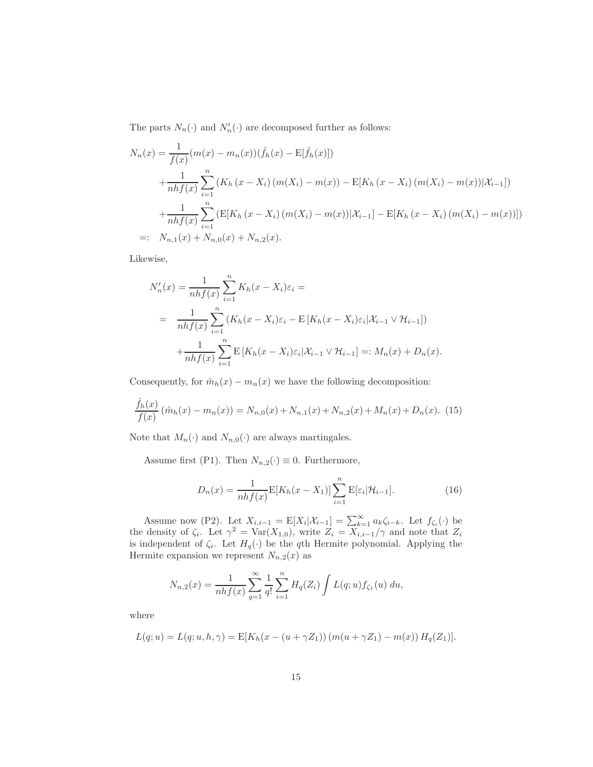The parts $N_n(\cdot)$ and $N_n'(\cdot)$ are decomposed further as follows:

$$
\begin{aligned}
N_n(x) &= \frac{1}{f(x)}(m(x) - m_n(x))(\hat{f}_h(x) - \mathrm{E}[\hat{f}_h(x)]) \\
&\quad + \frac{1}{nhf(x)} \sum_{i=1}^{n} \left( K_h\left(x - X_i\right)\left(m(X_i) - m(x)\right) - \mathrm{E}[K_h\left(x - X_i\right)\left(m(X_i) - m(x)\right) | \mathcal{X}_{i-1}] \right) \\
&\quad + \frac{1}{nhf(x)} \sum_{i=1}^{n} \left( \mathrm{E}[K_h\left(x - X_i\right)\left(m(X_i) - m(x)\right) | \mathcal{X}_{i-1}] - \mathrm{E}[K_h\left(x - X_i\right)\left(m(X_i) - m(x)\right)] \right) \\
&=: \quad N_{n,1}(x) + N_{n,0}(x) + N_{n,2}(x).
\end{aligned}
$$

Likewise,

$$
\begin{aligned}
N_n'(x) &= \frac{1}{nhf(x)} \sum_{i=1}^{n} K_h(x - X_i)\varepsilon_i = \\
&= \quad \frac{1}{nhf(x)} \sum_{i=1}^{n} \left( K_h(x - X_i)\varepsilon_i - \mathrm{E}\left[K_h(x - X_i)\varepsilon_i | \mathcal{X}_{i-1} \vee \mathcal{H}_{i-1}\right] \right) \\
&\quad + \frac{1}{nhf(x)} \sum_{i=1}^{n} \mathrm{E}\left[K_h(x - X_i)\varepsilon_i | \mathcal{X}_{i-1} \vee \mathcal{H}_{i-1}\right] =: M_n(x) + D_n(x).
\end{aligned}
$$

Consequently, for $\hat{m}_h(x) - m_n(x)$ we have the following decomposition:

$$
\frac{\hat{f}_h(x)}{f(x)}\left(\hat{m}_h(x) - m_n(x)\right) = N_{n,0}(x) + N_{n,1}(x) + N_{n,2}(x) + M_n(x) + D_n(x). \quad (15)
$$

Note that $M_n(\cdot)$ and $N_{n,0}(\cdot)$ are always martingales.

Assume first (P1). Then $N_{n,2}(\cdot) \equiv 0$. Furthermore,

$$
D_n(x) = \frac{1}{nhf(x)} \mathrm{E}[K_h(x - X_1)] \sum_{i=1}^{n} \mathrm{E}[\varepsilon_i | \mathcal{H}_{i-1}]. \quad (16)
$$

Assume now (P2). Let $X_{i,i-1} = \mathrm{E}[X_i | \mathcal{X}_{i-1}] = \sum_{k=1}^{\infty} a_k \zeta_{i-k}$. Let $f_{\zeta_i}(\cdot)$ be the density of $\zeta_i$. Let $\gamma^2 = \mathrm{Var}(X_{1,0})$, write $Z_i = X_{i,i-1}/\gamma$ and note that $Z_i$ is independent of $\zeta_i$. Let $H_q(\cdot)$ be the $q$th Hermite polynomial. Applying the Hermite expansion we represent $N_{n,2}(x)$ as

$$
N_{n,2}(x) = \frac{1}{nhf(x)} \sum_{q=1}^{\infty} \frac{1}{q!} \sum_{i=1}^{n} H_q(Z_i) \int L(q;u) f_{\zeta_1}(u)\, du,
$$

where

$$
L(q;u) = L(q;u,h,\gamma) = \mathrm{E}[K_h(x - (u + \gamma Z_1))\left(m(u + \gamma Z_1) - m(x)\right) H_q(Z_1)].
$$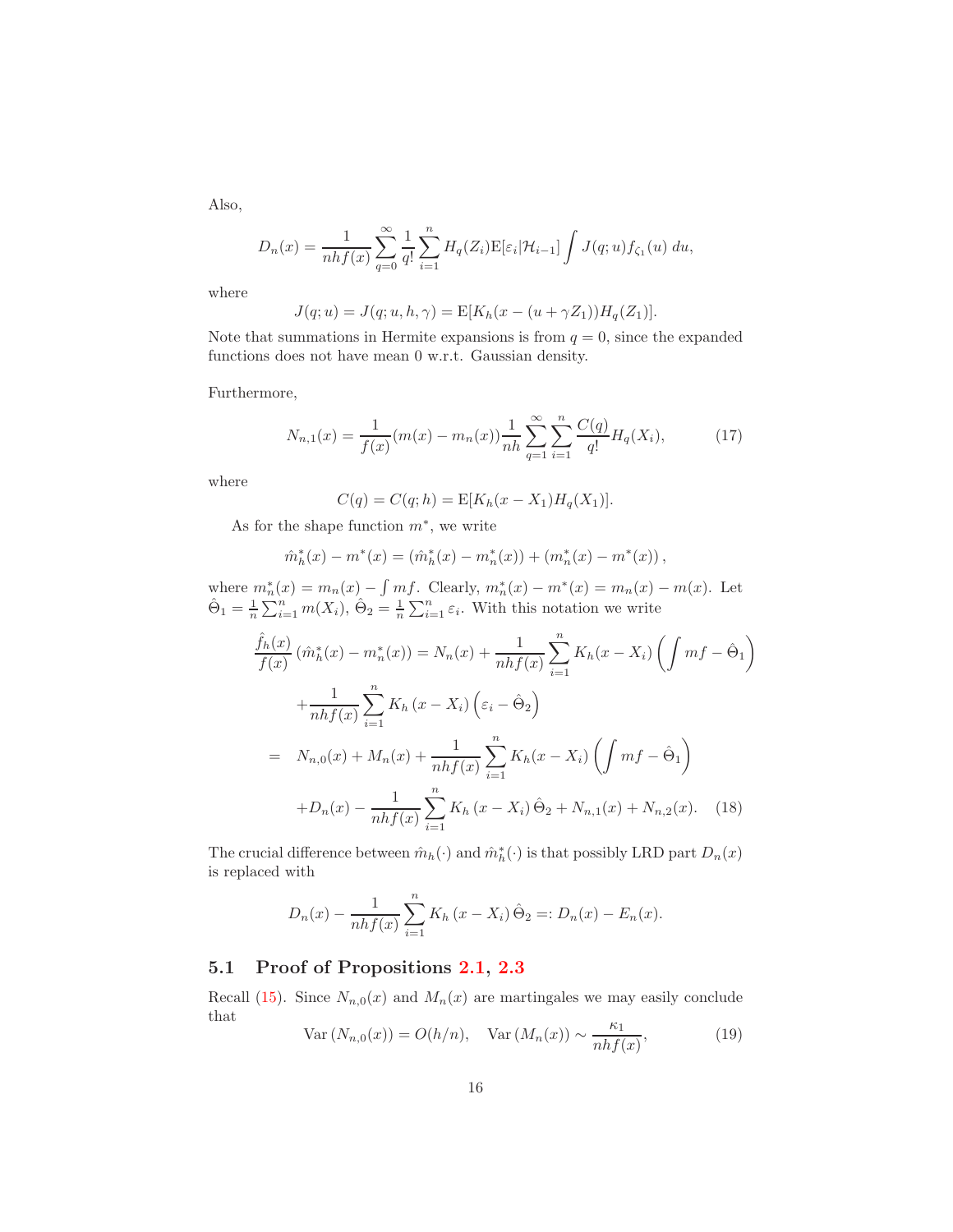Also,

$$D_n(x) = \frac{1}{nhf(x)} \sum_{q=0}^{\infty} \frac{1}{q!} \sum_{i=1}^{n} H_q(Z_i) \mathrm{E}[\varepsilon_i | \mathcal{H}_{i-1}] \int J(q;u) f_{\zeta_1}(u)\, du,$$

where

$$J(q;u) = J(q;u,h,\gamma) = \mathrm{E}[K_h(x-(u+\gamma Z_1))H_q(Z_1)].$$

Note that summations in Hermite expansions is from $q=0$, since the expanded functions does not have mean 0 w.r.t. Gaussian density.

Furthermore,

$$N_{n,1}(x) = \frac{1}{f(x)}(m(x) - m_n(x)) \frac{1}{nh} \sum_{q=1}^{\infty} \sum_{i=1}^{n} \frac{C(q)}{q!} H_q(X_i), \tag{17}$$

where

$$C(q) = C(q;h) = \mathrm{E}[K_h(x - X_1)H_q(X_1)].$$

As for the shape function $m^*$, we write

$$\hat{m}_h^*(x) - m^*(x) = (\hat{m}_h^*(x) - m_n^*(x)) + (m_n^*(x) - m^*(x)),$$

where $m_n^*(x) = m_n(x) - \int mf$. Clearly, $m_n^*(x) - m^*(x) = m_n(x) - m(x)$. Let $\hat{\Theta}_1 = \frac{1}{n}\sum_{i=1}^n m(X_i)$, $\hat{\Theta}_2 = \frac{1}{n}\sum_{i=1}^n \varepsilon_i$. With this notation we write

$$\begin{aligned}
\frac{\hat{f}_h(x)}{f(x)} (\hat{m}_h^*(x) - m_n^*(x)) &= N_n(x) + \frac{1}{nhf(x)} \sum_{i=1}^n K_h(x - X_i) \left( \int mf - \hat{\Theta}_1 \right) \\
&\quad + \frac{1}{nhf(x)} \sum_{i=1}^n K_h(x - X_i) \left( \varepsilon_i - \hat{\Theta}_2 \right) \\
&= N_{n,0}(x) + M_n(x) + \frac{1}{nhf(x)} \sum_{i=1}^n K_h(x - X_i) \left( \int mf - \hat{\Theta}_1 \right) \\
&\quad + D_n(x) - \frac{1}{nhf(x)} \sum_{i=1}^n K_h(x - X_i) \hat{\Theta}_2 + N_{n,1}(x) + N_{n,2}(x).
\end{aligned} \tag{18}$$

The crucial difference between $\hat{m}_h(\cdot)$ and $\hat{m}_h^*(\cdot)$ is that possibly LRD part $D_n(x)$ is replaced with

$$D_n(x) - \frac{1}{nhf(x)} \sum_{i=1}^n K_h(x - X_i) \hat{\Theta}_2 =: D_n(x) - E_n(x).$$

## 5.1 Proof of Propositions 2.1, 2.3

Recall (15). Since $N_{n,0}(x)$ and $M_n(x)$ are martingales we may easily conclude that

$$\mathrm{Var}(N_{n,0}(x)) = O(h/n), \quad \mathrm{Var}(M_n(x)) \sim \frac{\kappa_1}{nhf(x)}, \tag{19}$$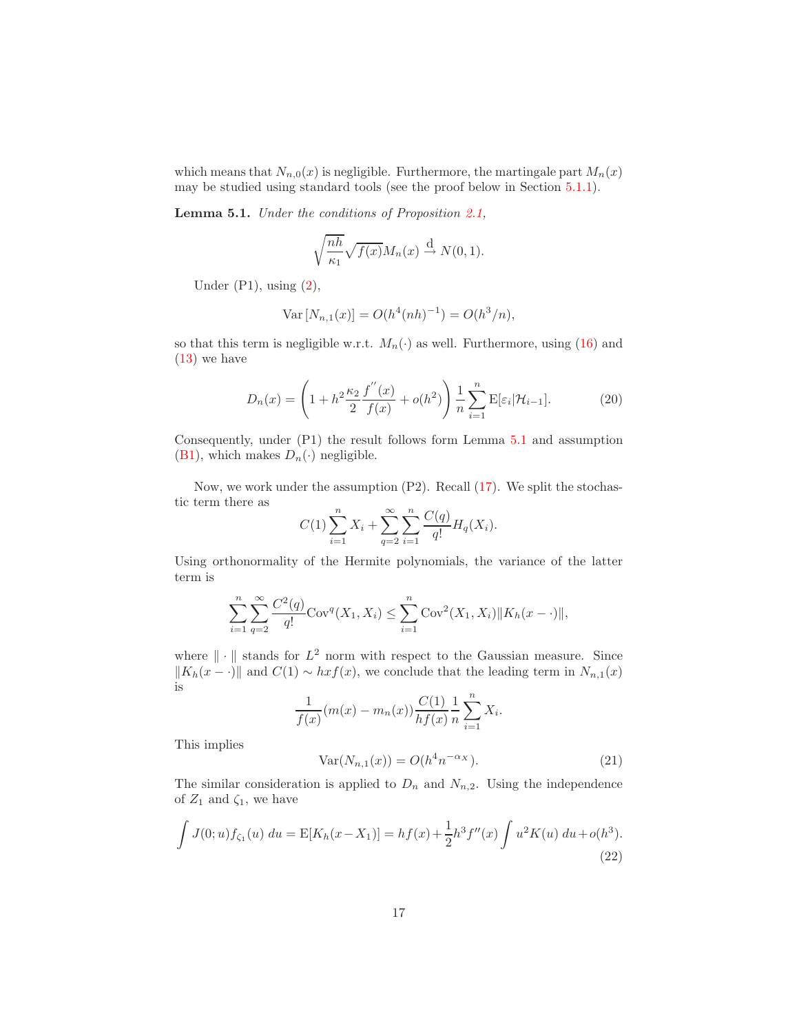which means that $N_{n,0}(x)$ is negligible. Furthermore, the martingale part $M_n(x)$ may be studied using standard tools (see the proof below in Section 5.1.1).

**Lemma 5.1.** *Under the conditions of Proposition 2.1,*

$$\sqrt{\frac{nh}{\kappa_1}}\sqrt{f(x)}M_n(x) \xrightarrow{\mathrm{d}} N(0,1).$$

Under (P1), using (2),

$$\mathrm{Var}\left[N_{n,1}(x)\right] = O(h^4(nh)^{-1}) = O(h^3/n),$$

so that this term is negligible w.r.t. $M_n(\cdot)$ as well. Furthermore, using (16) and (13) we have

$$D_n(x) = \left(1 + h^2\frac{\kappa_2}{2}\frac{f^{''}(x)}{f(x)} + o(h^2)\right)\frac{1}{n}\sum_{i=1}^{n}\mathrm{E}[\varepsilon_i|\mathcal{H}_{i-1}]. \tag{20}$$

Consequently, under (P1) the result follows form Lemma 5.1 and assumption (B1), which makes $D_n(\cdot)$ negligible.

Now, we work under the assumption (P2). Recall (17). We split the stochastic term there as

$$C(1)\sum_{i=1}^{n}X_i + \sum_{q=2}^{\infty}\sum_{i=1}^{n}\frac{C(q)}{q!}H_q(X_i).$$

Using orthonormality of the Hermite polynomials, the variance of the latter term is

$$\sum_{i=1}^{n}\sum_{q=2}^{\infty}\frac{C^2(q)}{q!}\mathrm{Cov}^q(X_1,X_i) \le \sum_{i=1}^{n}\mathrm{Cov}^2(X_1,X_i)\|K_h(x-\cdot)\|,$$

where $\|\cdot\|$ stands for $L^2$ norm with respect to the Gaussian measure. Since $\|K_h(x-\cdot)\|$ and $C(1) \sim hxf(x)$, we conclude that the leading term in $N_{n,1}(x)$ is

$$\frac{1}{f(x)}(m(x)-m_n(x))\frac{C(1)}{hf(x)}\frac{1}{n}\sum_{i=1}^{n}X_i.$$

This implies

$$\mathrm{Var}(N_{n,1}(x)) = O(h^4 n^{-\alpha_X}). \tag{21}$$

The similar consideration is applied to $D_n$ and $N_{n,2}$. Using the independence of $Z_1$ and $\zeta_1$, we have

$$\int J(0;u)f_{\zeta_1}(u)\,du = \mathrm{E}[K_h(x-X_1)] = hf(x) + \frac{1}{2}h^3 f''(x)\int u^2K(u)\,du + o(h^3). \tag{22}$$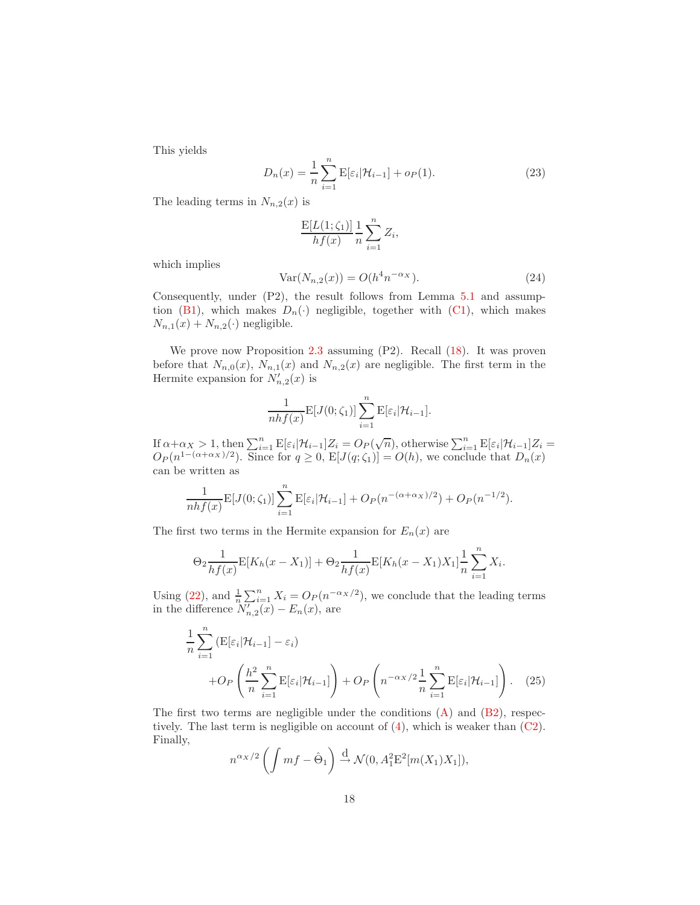This yields

$$D_n(x) = \frac{1}{n}\sum_{i=1}^{n} \mathrm{E}[\varepsilon_i|\mathcal{H}_{i-1}] + o_P(1). \tag{23}$$

The leading terms in $N_{n,2}(x)$ is

$$\frac{\mathrm{E}[L(1;\zeta_1)]}{hf(x)}\frac{1}{n}\sum_{i=1}^{n} Z_i,$$

which implies

$$\mathrm{Var}(N_{n,2}(x)) = O(h^4 n^{-\alpha_X}). \tag{24}$$

Consequently, under (P2), the result follows from Lemma 5.1 and assumption (B1), which makes $D_n(\cdot)$ negligible, together with (C1), which makes $N_{n,1}(x) + N_{n,2}(\cdot)$ negligible.

We prove now Proposition 2.3 assuming (P2). Recall (18). It was proven before that $N_{n,0}(x)$, $N_{n,1}(x)$ and $N_{n,2}(x)$ are negligible. The first term in the Hermite expansion for $N'_{n,2}(x)$ is

$$\frac{1}{nhf(x)}\mathrm{E}[J(0;\zeta_1)]\sum_{i=1}^{n} \mathrm{E}[\varepsilon_i|\mathcal{H}_{i-1}].$$

If $\alpha+\alpha_X > 1$, then $\sum_{i=1}^{n} \mathrm{E}[\varepsilon_i|\mathcal{H}_{i-1}]Z_i = O_P(\sqrt{n})$, otherwise $\sum_{i=1}^{n} \mathrm{E}[\varepsilon_i|\mathcal{H}_{i-1}]Z_i = O_P(n^{1-(\alpha+\alpha_X)/2})$. Since for $q \geq 0$, $\mathrm{E}[J(q;\zeta_1)] = O(h)$, we conclude that $D_n(x)$ can be written as

$$\frac{1}{nhf(x)}\mathrm{E}[J(0;\zeta_1)]\sum_{i=1}^{n} \mathrm{E}[\varepsilon_i|\mathcal{H}_{i-1}] + O_P(n^{-(\alpha+\alpha_X)/2}) + O_P(n^{-1/2}).$$

The first two terms in the Hermite expansion for $E_n(x)$ are

$$\Theta_2\frac{1}{hf(x)}\mathrm{E}[K_h(x-X_1)] + \Theta_2\frac{1}{hf(x)}\mathrm{E}[K_h(x-X_1)X_1]\frac{1}{n}\sum_{i=1}^{n} X_i.$$

Using (22), and $\frac{1}{n}\sum_{i=1}^{n} X_i = O_P(n^{-\alpha_X/2})$, we conclude that the leading terms in the difference $N'_{n,2}(x) - E_n(x)$, are

$$\frac{1}{n}\sum_{i=1}^{n}\left(\mathrm{E}[\varepsilon_i|\mathcal{H}_{i-1}] - \varepsilon_i\right) + O_P\left(\frac{h^2}{n}\sum_{i=1}^{n}\mathrm{E}[\varepsilon_i|\mathcal{H}_{i-1}]\right) + O_P\left(n^{-\alpha_X/2}\frac{1}{n}\sum_{i=1}^{n}\mathrm{E}[\varepsilon_i|\mathcal{H}_{i-1}]\right). \tag{25}$$

The first two terms are negligible under the conditions (A) and (B2), respectively. The last term is negligible on account of (4), which is weaker than (C2). Finally,

$$n^{\alpha_X/2}\left(\int mf - \hat{\Theta}_1\right) \xrightarrow{\mathrm{d}} \mathcal{N}(0, A_1^2\mathrm{E}^2[m(X_1)X_1]),$$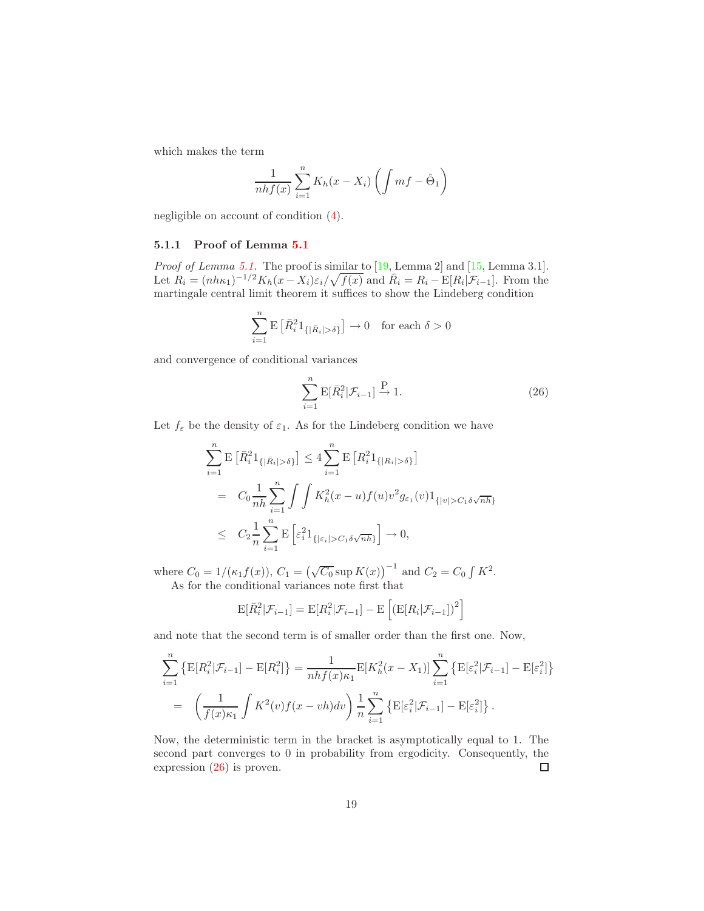which makes the term

$$\frac{1}{nhf(x)} \sum_{i=1}^{n} K_h(x - X_i) \left( \int mf - \hat{\Theta}_1 \right)$$

negligible on account of condition (4).

### 5.1.1 Proof of Lemma 5.1

*Proof of Lemma 5.1.* The proof is similar to [19, Lemma 2] and [15, Lemma 3.1]. Let $R_i = (nh\kappa_1)^{-1/2} K_h(x - X_i)\varepsilon_i / \sqrt{f(x)}$ and $\bar{R}_i = R_i - \mathrm{E}[R_i|\mathcal{F}_{i-1}]$. From the martingale central limit theorem it suffices to show the Lindeberg condition

$$\sum_{i=1}^{n} \mathrm{E}\left[\bar{R}_i^2 1_{\{|\bar{R}_i| > \delta\}}\right] \to 0 \quad \text{for each } \delta > 0$$

and convergence of conditional variances

$$\sum_{i=1}^{n} \mathrm{E}[\bar{R}_i^2|\mathcal{F}_{i-1}] \xrightarrow{\mathrm{P}} 1. \tag{26}$$

Let $f_\varepsilon$ be the density of $\varepsilon_1$. As for the Lindeberg condition we have

$$\begin{aligned}
\sum_{i=1}^{n} \mathrm{E}\left[\bar{R}_i^2 1_{\{|\bar{R}_i| > \delta\}}\right] &\leq 4 \sum_{i=1}^{n} \mathrm{E}\left[R_i^2 1_{\{|R_i| > \delta\}}\right] \\
&= C_0 \frac{1}{nh} \sum_{i=1}^{n} \int \int K_h^2(x - u) f(u) v^2 g_{\varepsilon_1}(v) 1_{\{|v| > C_1 \delta \sqrt{nh}\}} \\
&\leq C_2 \frac{1}{n} \sum_{i=1}^{n} \mathrm{E}\left[\varepsilon_i^2 1_{\{|\varepsilon_i| > C_1 \delta \sqrt{nh}\}}\right] \to 0,
\end{aligned}$$

where $C_0 = 1/(\kappa_1 f(x))$, $C_1 = \left(\sqrt{C_0} \sup K(x)\right)^{-1}$ and $C_2 = C_0 \int K^2$.

As for the conditional variances note first that

$$\mathrm{E}[\bar{R}_i^2|\mathcal{F}_{i-1}] = \mathrm{E}[R_i^2|\mathcal{F}_{i-1}] - \mathrm{E}\left[(\mathrm{E}[R_i|\mathcal{F}_{i-1}])^2\right]$$

and note that the second term is of smaller order than the first one. Now,

$$\begin{aligned}
\sum_{i=1}^{n} \left\{\mathrm{E}[R_i^2|\mathcal{F}_{i-1}] - \mathrm{E}[R_i^2]\right\} &= \frac{1}{nhf(x)\kappa_1} \mathrm{E}[K_h^2(x - X_1)] \sum_{i=1}^{n} \left\{\mathrm{E}[\varepsilon_i^2|\mathcal{F}_{i-1}] - \mathrm{E}[\varepsilon_i^2]\right\} \\
&= \left( \frac{1}{f(x)\kappa_1} \int K^2(v) f(x - vh) dv \right) \frac{1}{n} \sum_{i=1}^{n} \left\{\mathrm{E}[\varepsilon_i^2|\mathcal{F}_{i-1}] - \mathrm{E}[\varepsilon_i^2]\right\}.
\end{aligned}$$

Now, the deterministic term in the bracket is asymptotically equal to 1. The second part converges to 0 in probability from ergodicity. Consequently, the expression (26) is proven. ☐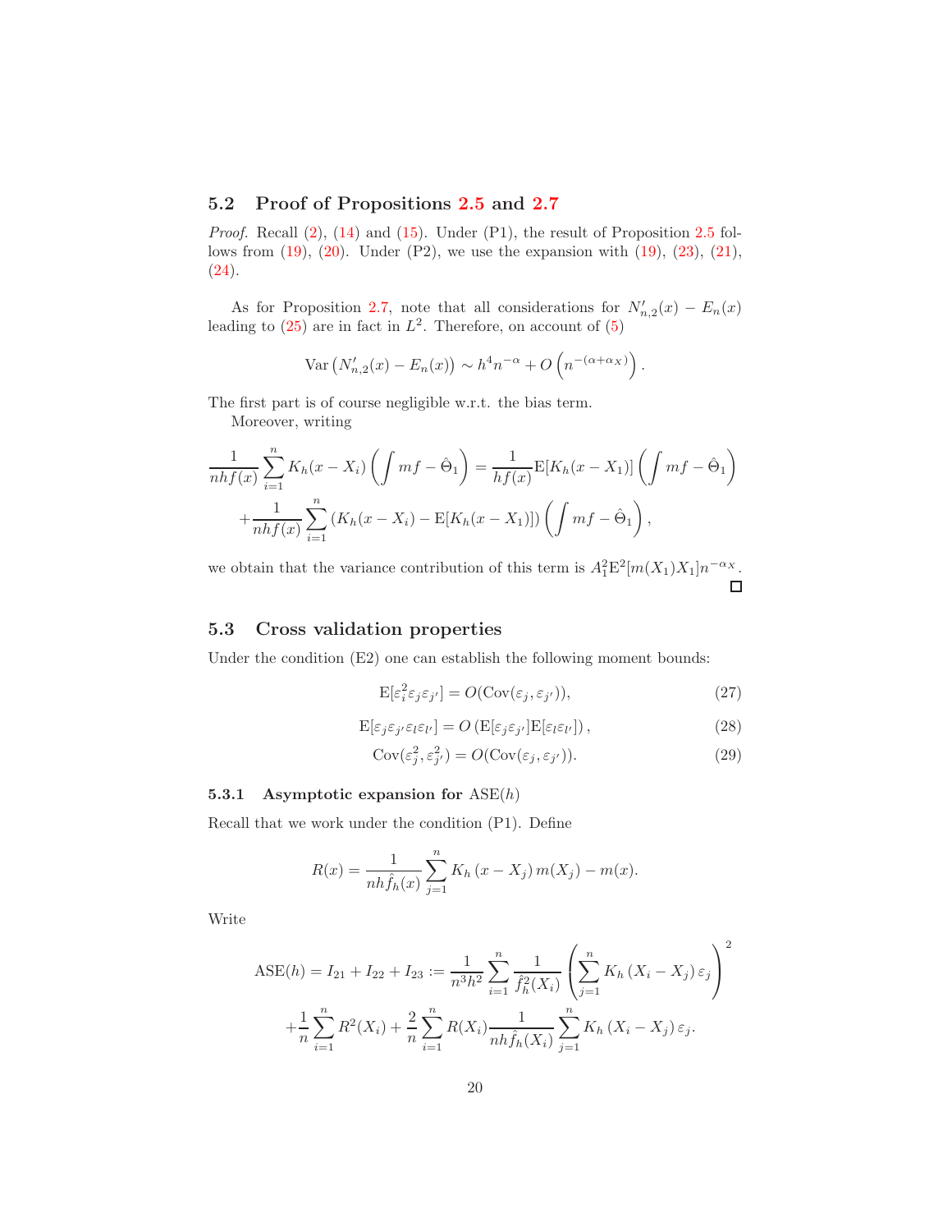## 5.2 Proof of Propositions 2.5 and 2.7

*Proof.* Recall (2), (14) and (15). Under (P1), the result of Proposition 2.5 follows from (19), (20). Under (P2), we use the expansion with (19), (23), (21), (24).

As for Proposition 2.7, note that all considerations for $N'_{n,2}(x) - E_n(x)$ leading to (25) are in fact in $L^2$. Therefore, on account of (5)

$$\mathrm{Var}\left(N'_{n,2}(x) - E_n(x)\right) \sim h^4 n^{-\alpha} + O\left(n^{-(\alpha+\alpha_X)}\right).$$

The first part is of course negligible w.r.t. the bias term.

Moreover, writing

$$\frac{1}{nhf(x)}\sum_{i=1}^{n} K_h(x-X_i)\left(\int mf - \hat{\Theta}_1\right) = \frac{1}{hf(x)}\mathrm{E}[K_h(x-X_1)]\left(\int mf - \hat{\Theta}_1\right)$$
$$+\frac{1}{nhf(x)}\sum_{i=1}^{n}\left(K_h(x-X_i) - \mathrm{E}[K_h(x-X_1)]\right)\left(\int mf - \hat{\Theta}_1\right),$$

we obtain that the variance contribution of this term is $A_1^2\mathrm{E}^2[m(X_1)X_1]n^{-\alpha_X}$. □

## 5.3 Cross validation properties

Under the condition (E2) one can establish the following moment bounds:

$$\mathrm{E}[\varepsilon_i^2\varepsilon_j\varepsilon_{j'}] = O(\mathrm{Cov}(\varepsilon_j,\varepsilon_{j'})), \tag{27}$$

$$\mathrm{E}[\varepsilon_j\varepsilon_{j'}\varepsilon_l\varepsilon_{l'}] = O\left(\mathrm{E}[\varepsilon_j\varepsilon_{j'}]\mathrm{E}[\varepsilon_l\varepsilon_{l'}]\right), \tag{28}$$

$$\mathrm{Cov}(\varepsilon_j^2,\varepsilon_{j'}^2) = O(\mathrm{Cov}(\varepsilon_j,\varepsilon_{j'})). \tag{29}$$

### 5.3.1 Asymptotic expansion for ASE$(h)$

Recall that we work under the condition (P1). Define

$$R(x) = \frac{1}{nh\hat{f}_h(x)}\sum_{j=1}^{n} K_h\left(x-X_j\right)m(X_j) - m(x).$$

Write

$$\mathrm{ASE}(h) = I_{21} + I_{22} + I_{23} := \frac{1}{n^3h^2}\sum_{i=1}^{n}\frac{1}{\hat{f}_h^2(X_i)}\left(\sum_{j=1}^{n}K_h\left(X_i-X_j\right)\varepsilon_j\right)^2$$
$$+\frac{1}{n}\sum_{i=1}^{n}R^2(X_i) + \frac{2}{n}\sum_{i=1}^{n}R(X_i)\frac{1}{nh\hat{f}_h(X_i)}\sum_{j=1}^{n}K_h\left(X_i-X_j\right)\varepsilon_j.$$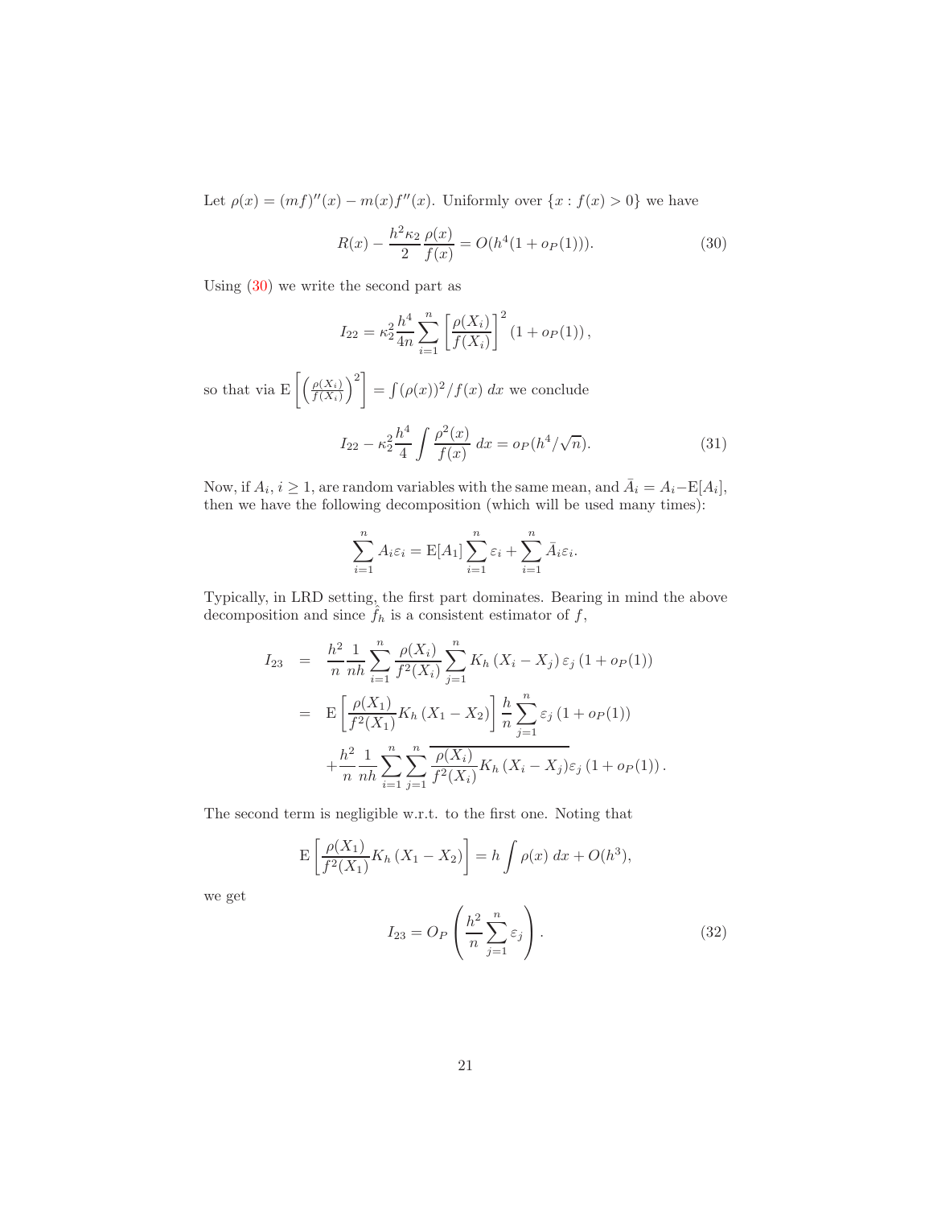Let $\rho(x) = (mf)''(x) - m(x)f''(x)$. Uniformly over $\{x : f(x) > 0\}$ we have

$$R(x) - \frac{h^2 \kappa_2}{2} \frac{\rho(x)}{f(x)} = O(h^4(1 + o_P(1))). \tag{30}$$

Using (30) we write the second part as

$$I_{22} = \kappa_2^2 \frac{h^4}{4n} \sum_{i=1}^{n} \left[ \frac{\rho(X_i)}{f(X_i)} \right]^2 (1 + o_P(1)),$$

so that via $\mathrm{E}\left[ \left( \frac{\rho(X_i)}{f(X_i)} \right)^2 \right] = \int (\rho(x))^2 / f(x) \, dx$ we conclude

$$I_{22} - \kappa_2^2 \frac{h^4}{4} \int \frac{\rho^2(x)}{f(x)} \, dx = o_P(h^4/\sqrt{n}). \tag{31}$$

Now, if $A_i$, $i \geq 1$, are random variables with the same mean, and $\bar{A}_i = A_i - \mathrm{E}[A_i]$, then we have the following decomposition (which will be used many times):

$$\sum_{i=1}^{n} A_i \varepsilon_i = \mathrm{E}[A_1] \sum_{i=1}^{n} \varepsilon_i + \sum_{i=1}^{n} \bar{A}_i \varepsilon_i.$$

Typically, in LRD setting, the first part dominates. Bearing in mind the above decomposition and since $\hat{f}_h$ is a consistent estimator of $f$,

$$\begin{aligned}
I_{23} &= \frac{h^2}{n} \frac{1}{nh} \sum_{i=1}^{n} \frac{\rho(X_i)}{f^2(X_i)} \sum_{j=1}^{n} K_h(X_i - X_j) \varepsilon_j (1 + o_P(1)) \\
&= \mathrm{E}\left[ \frac{\rho(X_1)}{f^2(X_1)} K_h(X_1 - X_2) \right] \frac{h}{n} \sum_{j=1}^{n} \varepsilon_j (1 + o_P(1)) \\
&\quad + \frac{h^2}{n} \frac{1}{nh} \sum_{i=1}^{n} \sum_{j=1}^{n} \overline{\frac{\rho(X_i)}{f^2(X_i)} K_h(X_i - X_j)} \varepsilon_j (1 + o_P(1)).
\end{aligned}$$

The second term is negligible w.r.t. to the first one. Noting that

$$\mathrm{E}\left[ \frac{\rho(X_1)}{f^2(X_1)} K_h(X_1 - X_2) \right] = h \int \rho(x) \, dx + O(h^3),$$

we get

$$I_{23} = O_P\left( \frac{h^2}{n} \sum_{j=1}^{n} \varepsilon_j \right). \tag{32}$$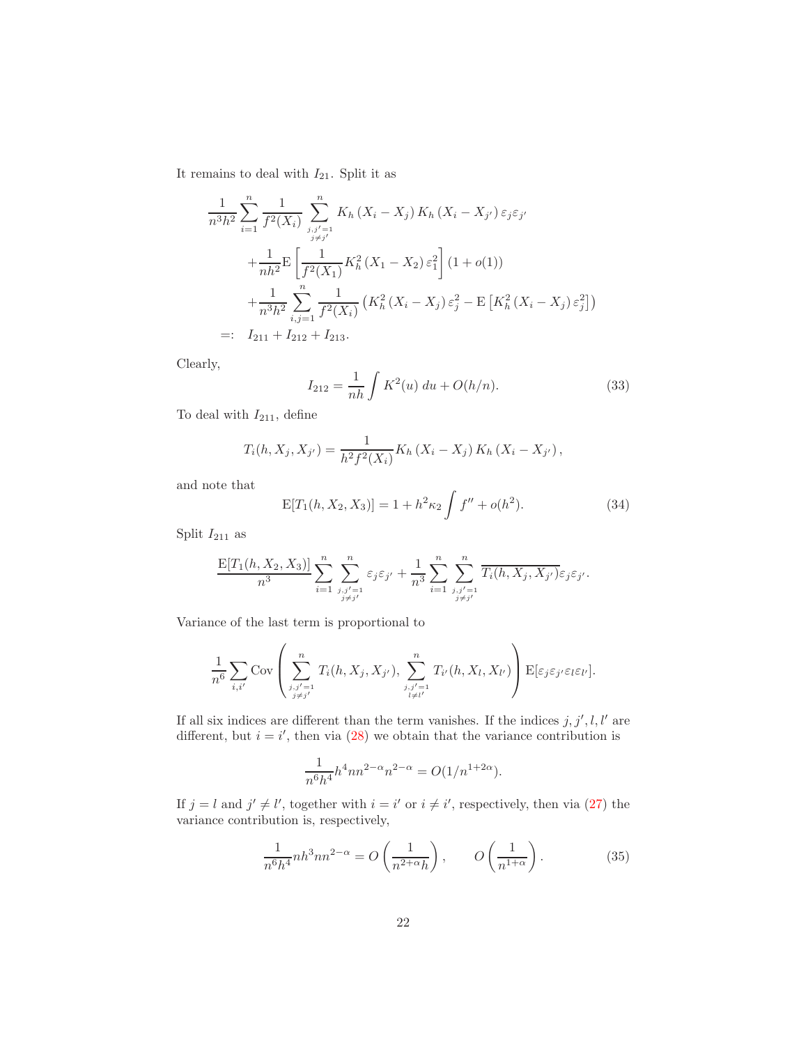It remains to deal with $I_{21}$. Split it as

$$
\begin{aligned}
&\frac{1}{n^3h^2}\sum_{i=1}^n \frac{1}{f^2(X_i)} \sum_{\substack{j,j'=1\\ j\neq j'}}^n K_h\left(X_i - X_j\right) K_h\left(X_i - X_{j'}\right)\varepsilon_j\varepsilon_{j'} \\
&\quad + \frac{1}{nh^2}\mathrm{E}\left[\frac{1}{f^2(X_1)}K_h^2\left(X_1 - X_2\right)\varepsilon_1^2\right](1+o(1)) \\
&\quad + \frac{1}{n^3h^2}\sum_{i,j=1}^n \frac{1}{f^2(X_i)}\left(K_h^2\left(X_i - X_j\right)\varepsilon_j^2 - \mathrm{E}\left[K_h^2\left(X_i - X_j\right)\varepsilon_j^2\right]\right) \\
&=: \quad I_{211} + I_{212} + I_{213}.
\end{aligned}
$$

Clearly,

$$
I_{212} = \frac{1}{nh}\int K^2(u)\, du + O(h/n). \tag{33}
$$

To deal with $I_{211}$, define

$$
T_i(h, X_j, X_{j'}) = \frac{1}{h^2 f^2(X_i)} K_h\left(X_i - X_j\right) K_h\left(X_i - X_{j'}\right),
$$

and note that

$$
\mathrm{E}[T_1(h, X_2, X_3)] = 1 + h^2\kappa_2 \int f'' + o(h^2). \tag{34}
$$

Split $I_{211}$ as

$$
\frac{\mathrm{E}[T_1(h, X_2, X_3)]}{n^3}\sum_{i=1}^n \sum_{\substack{j,j'=1\\ j\neq j'}}^n \varepsilon_j\varepsilon_{j'} + \frac{1}{n^3}\sum_{i=1}^n \sum_{\substack{j,j'=1\\ j\neq j'}}^n \overline{T_i(h, X_j, X_{j'})}\varepsilon_j\varepsilon_{j'}.
$$

Variance of the last term is proportional to

$$
\frac{1}{n^6}\sum_{i,i'} \mathrm{Cov}\left(\sum_{\substack{j,j'=1\\ j\neq j'}}^n T_i(h, X_j, X_{j'}), \sum_{\substack{j,j'=1\\ l\neq l'}}^n T_{i'}(h, X_l, X_{l'})\right)\mathrm{E}[\varepsilon_j\varepsilon_{j'}\varepsilon_l\varepsilon_{l'}].
$$

If all six indices are different than the term vanishes. If the indices $j, j', l, l'$ are different, but $i = i'$, then via (28) we obtain that the variance contribution is

$$
\frac{1}{n^6h^4}h^4 n n^{2-\alpha} n^{2-\alpha} = O(1/n^{1+2\alpha}).
$$

If $j = l$ and $j' \neq l'$, together with $i = i'$ or $i \neq i'$, respectively, then via (27) the variance contribution is, respectively,

$$
\frac{1}{n^6h^4}nh^3 n n^{2-\alpha} = O\left(\frac{1}{n^{2+\alpha}h}\right), \qquad O\left(\frac{1}{n^{1+\alpha}}\right). \tag{35}
$$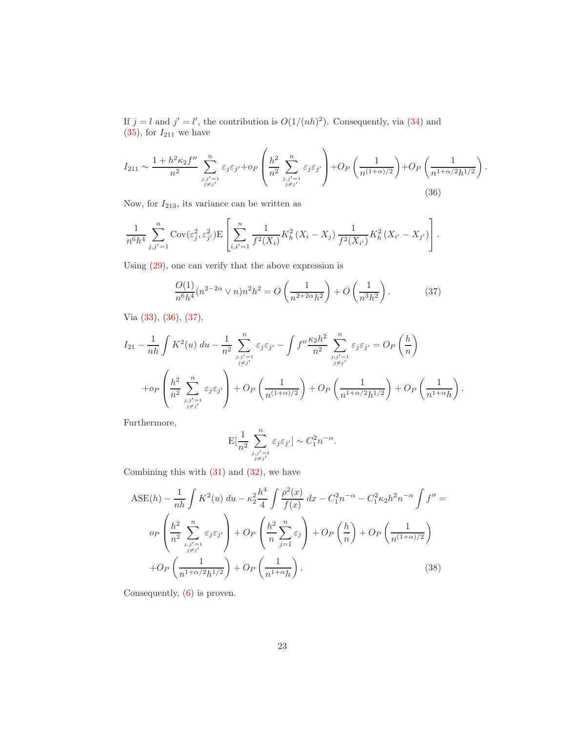If $j = l$ and $j' = l'$, the contribution is $O(1/(nh)^2)$. Consequently, via (34) and (35), for $I_{211}$ we have

$$I_{211} \sim \frac{1 + h^2\kappa_2 f''}{n^2} \sum_{\substack{j,j'=1 \\ j\neq j'}}^{n} \varepsilon_j \varepsilon_{j'} + o_P\left(\frac{h^2}{n^2} \sum_{\substack{j,j'=1 \\ j\neq j'}}^{n} \varepsilon_j \varepsilon_{j'}\right) + O_P\left(\frac{1}{n^{(1+\alpha)/2}}\right) + O_P\left(\frac{1}{n^{1+\alpha/2}h^{1/2}}\right). \tag{36}$$

Now, for $I_{213}$, its variance can be written as

$$\frac{1}{n^6 h^4} \sum_{j,j'=1}^{n} \mathrm{Cov}(\varepsilon_j^2, \varepsilon_{j'}^2) \mathrm{E}\left[\sum_{i,i'=1}^{n} \frac{1}{f^2(X_i)} K_h^2\left(X_i - X_j\right) \frac{1}{f^2(X_{i'})} K_h^2\left(X_{i'} - X_{j'}\right)\right].$$

Using (29), one can verify that the above expression is

$$\frac{O(1)}{n^6 h^4}(n^{2-2\alpha} \vee n) n^2 h^2 = O\left(\frac{1}{n^{2+2\alpha}h^2}\right) + O\left(\frac{1}{n^3 h^2}\right). \tag{37}$$

Via (33), (36), (37),

$$I_{21} - \frac{1}{nh}\int K^2(u)\, du - \frac{1}{n^2} \sum_{\substack{j,j'=1 \\ j\neq j'}}^{n} \varepsilon_j \varepsilon_{j'} - \int f'' \frac{\kappa_2 h^2}{n^2} \sum_{\substack{j,j'=1 \\ j\neq j'}}^{n} \varepsilon_j \varepsilon_{j'} = O_P\left(\frac{h}{n}\right)$$

$$+ o_P\left(\frac{h^2}{n^2} \sum_{\substack{j,j'=1 \\ j\neq j'}}^{n} \varepsilon_j \varepsilon_{j'}\right) + O_P\left(\frac{1}{n^{(1+\alpha)/2}}\right) + O_P\left(\frac{1}{n^{1+\alpha/2}h^{1/2}}\right) + O_P\left(\frac{1}{n^{1+\alpha}h}\right).$$

Furthermore,

$$\mathrm{E}[\frac{1}{n^2} \sum_{\substack{j,j'=1 \\ j\neq j'}}^{n} \varepsilon_j \varepsilon_{j'}] \sim C_1^2 n^{-\alpha}.$$

Combining this with (31) and (32), we have

$$\mathrm{ASE}(h) - \frac{1}{nh}\int K^2(u)\, du - \kappa_2^2 \frac{h^4}{4} \int \frac{\rho^2(x)}{f(x)}\, dx - C_1^2 n^{-\alpha} - C_1^2 \kappa_2 h^2 n^{-\alpha} \int f'' =$$

$$o_P\left(\frac{h^2}{n^2} \sum_{\substack{j,j'=1 \\ j\neq j'}}^{n} \varepsilon_j \varepsilon_{j'}\right) + O_P\left(\frac{h^2}{n} \sum_{j=1}^{n} \varepsilon_j\right) + O_P\left(\frac{h}{n}\right) + O_P\left(\frac{1}{n^{(1+\alpha)/2}}\right)$$

$$+ O_P\left(\frac{1}{n^{1+\alpha/2}h^{1/2}}\right) + O_P\left(\frac{1}{n^{1+\alpha}h}\right). \tag{38}$$

Consequently, (6) is proven.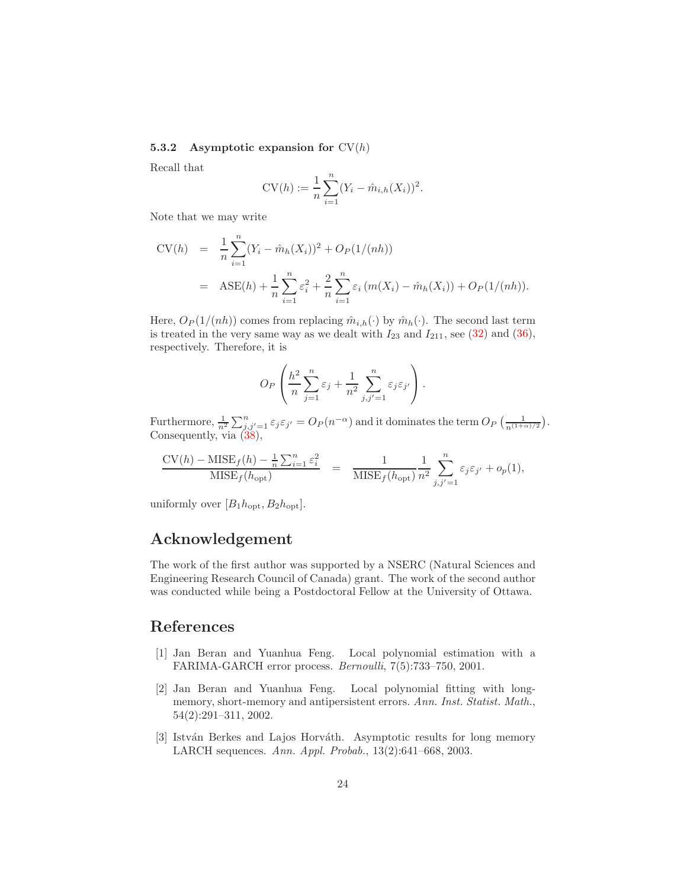### 5.3.2 Asymptotic expansion for $\mathrm{CV}(h)$

Recall that

$$\mathrm{CV}(h) := \frac{1}{n}\sum_{i=1}^{n}(Y_i - \hat{m}_{i,h}(X_i))^2.$$

Note that we may write

$$\begin{aligned}
\mathrm{CV}(h) &= \frac{1}{n}\sum_{i=1}^{n}(Y_i - \hat{m}_h(X_i))^2 + O_P(1/(nh)) \\
&= \mathrm{ASE}(h) + \frac{1}{n}\sum_{i=1}^{n}\varepsilon_i^2 + \frac{2}{n}\sum_{i=1}^{n}\varepsilon_i\left(m(X_i) - \hat{m}_h(X_i)\right) + O_P(1/(nh)).
\end{aligned}$$

Here, $O_P(1/(nh))$ comes from replacing $\hat{m}_{i,h}(\cdot)$ by $\hat{m}_h(\cdot)$. The second last term is treated in the very same way as we dealt with $I_{23}$ and $I_{211}$, see (32) and (36), respectively. Therefore, it is

$$O_P\left(\frac{h^2}{n}\sum_{j=1}^{n}\varepsilon_j + \frac{1}{n^2}\sum_{j,j'=1}^{n}\varepsilon_j\varepsilon_{j'}\right).$$

Furthermore, $\frac{1}{n^2}\sum_{j,j'=1}^{n}\varepsilon_j\varepsilon_{j'} = O_P(n^{-\alpha})$ and it dominates the term $O_P\left(\frac{1}{n^{(1+\alpha)/2}}\right)$. Consequently, via (38),

$$\frac{\mathrm{CV}(h) - \mathrm{MISE}_f(h) - \frac{1}{n}\sum_{i=1}^{n}\varepsilon_i^2}{\mathrm{MISE}_f(h_{\mathrm{opt}})} = \frac{1}{\mathrm{MISE}_f(h_{\mathrm{opt}})}\frac{1}{n^2}\sum_{j,j'=1}^{n}\varepsilon_j\varepsilon_{j'} + o_p(1),$$

uniformly over $[B_1h_{\mathrm{opt}}, B_2h_{\mathrm{opt}}]$.

## Acknowledgement

The work of the first author was supported by a NSERC (Natural Sciences and Engineering Research Council of Canada) grant. The work of the second author was conducted while being a Postdoctoral Fellow at the University of Ottawa.

## References

[1] Jan Beran and Yuanhua Feng. Local polynomial estimation with a FARIMA-GARCH error process. *Bernoulli*, 7(5):733–750, 2001.

[2] Jan Beran and Yuanhua Feng. Local polynomial fitting with long-memory, short-memory and antipersistent errors. *Ann. Inst. Statist. Math.*, 54(2):291–311, 2002.

[3] István Berkes and Lajos Horváth. Asymptotic results for long memory LARCH sequences. *Ann. Appl. Probab.*, 13(2):641–668, 2003.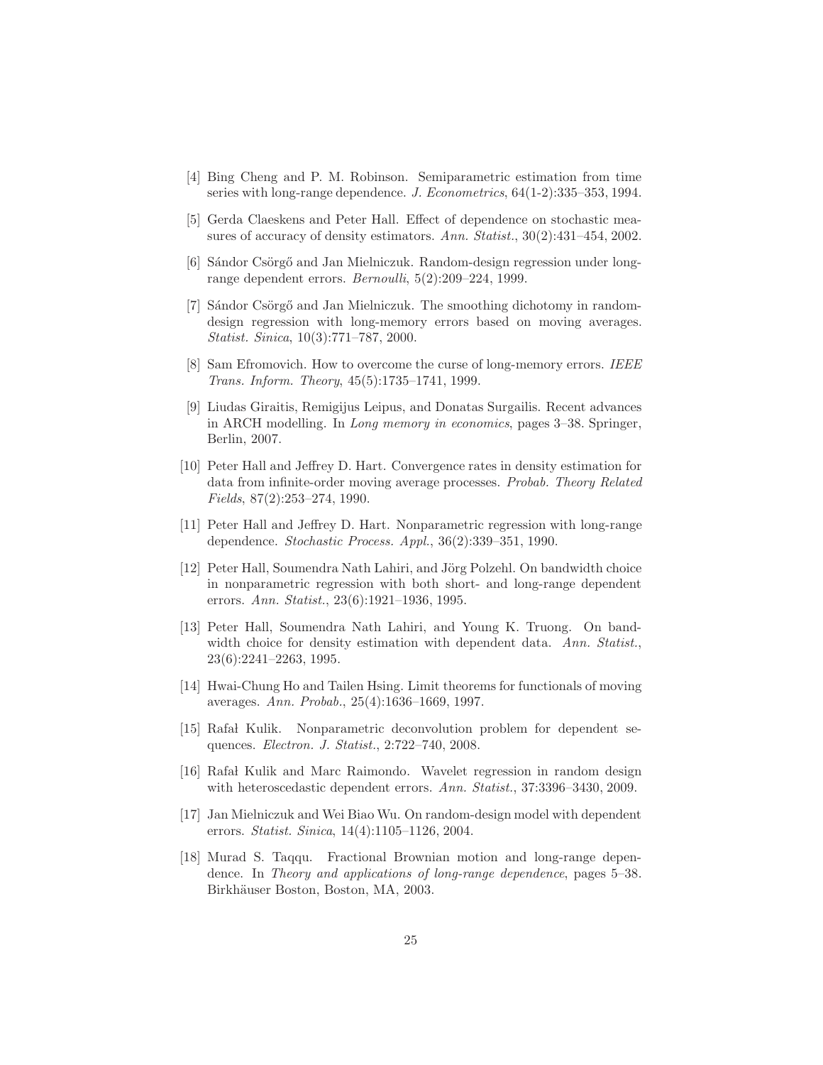[4] Bing Cheng and P. M. Robinson. Semiparametric estimation from time series with long-range dependence. *J. Econometrics*, 64(1-2):335–353, 1994.

[5] Gerda Claeskens and Peter Hall. Effect of dependence on stochastic measures of accuracy of density estimators. *Ann. Statist.*, 30(2):431–454, 2002.

[6] Sándor Csörgő and Jan Mielniczuk. Random-design regression under long-range dependent errors. *Bernoulli*, 5(2):209–224, 1999.

[7] Sándor Csörgő and Jan Mielniczuk. The smoothing dichotomy in random-design regression with long-memory errors based on moving averages. *Statist. Sinica*, 10(3):771–787, 2000.

[8] Sam Efromovich. How to overcome the curse of long-memory errors. *IEEE Trans. Inform. Theory*, 45(5):1735–1741, 1999.

[9] Liudas Giraitis, Remigijus Leipus, and Donatas Surgailis. Recent advances in ARCH modelling. In *Long memory in economics*, pages 3–38. Springer, Berlin, 2007.

[10] Peter Hall and Jeffrey D. Hart. Convergence rates in density estimation for data from infinite-order moving average processes. *Probab. Theory Related Fields*, 87(2):253–274, 1990.

[11] Peter Hall and Jeffrey D. Hart. Nonparametric regression with long-range dependence. *Stochastic Process. Appl.*, 36(2):339–351, 1990.

[12] Peter Hall, Soumendra Nath Lahiri, and Jörg Polzehl. On bandwidth choice in nonparametric regression with both short- and long-range dependent errors. *Ann. Statist.*, 23(6):1921–1936, 1995.

[13] Peter Hall, Soumendra Nath Lahiri, and Young K. Truong. On bandwidth choice for density estimation with dependent data. *Ann. Statist.*, 23(6):2241–2263, 1995.

[14] Hwai-Chung Ho and Tailen Hsing. Limit theorems for functionals of moving averages. *Ann. Probab.*, 25(4):1636–1669, 1997.

[15] Rafał Kulik. Nonparametric deconvolution problem for dependent sequences. *Electron. J. Statist.*, 2:722–740, 2008.

[16] Rafał Kulik and Marc Raimondo. Wavelet regression in random design with heteroscedastic dependent errors. *Ann. Statist.*, 37:3396–3430, 2009.

[17] Jan Mielniczuk and Wei Biao Wu. On random-design model with dependent errors. *Statist. Sinica*, 14(4):1105–1126, 2004.

[18] Murad S. Taqqu. Fractional Brownian motion and long-range dependence. In *Theory and applications of long-range dependence*, pages 5–38. Birkhäuser Boston, Boston, MA, 2003.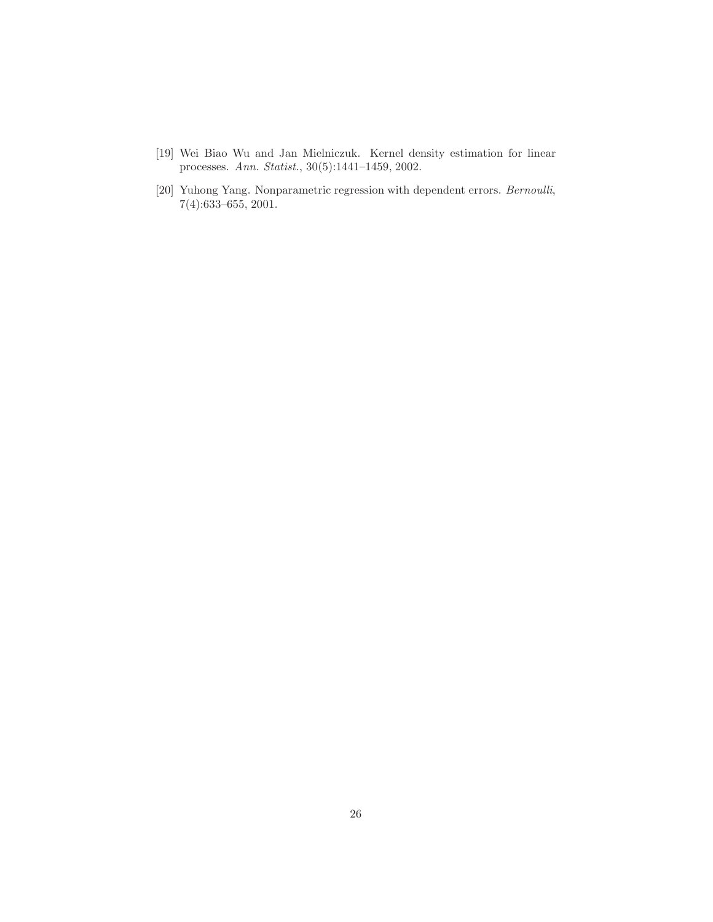[19] Wei Biao Wu and Jan Mielniczuk. Kernel density estimation for linear processes. *Ann. Statist.*, 30(5):1441–1459, 2002.

[20] Yuhong Yang. Nonparametric regression with dependent errors. *Bernoulli*, 7(4):633–655, 2001.